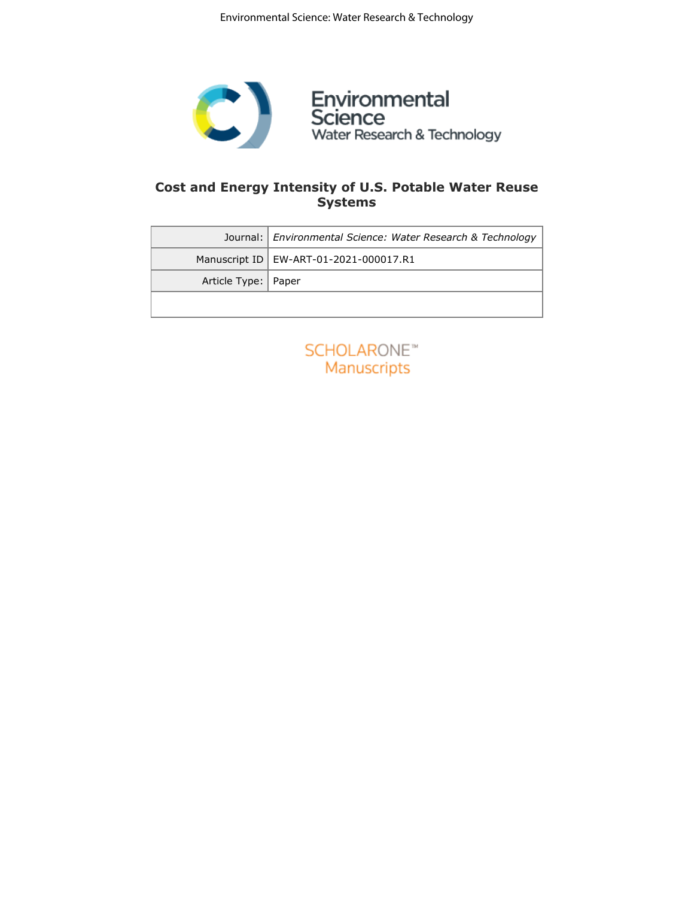# Cost and Energy Intensity of U.S. Potable Water Reuse Systems

| Journal: | *Environmental Science: Water Research & Technology* |
|---|---|
| Manuscript ID | EW-ART-01-2021-000017.R1 |
| Article Type: | Paper |
| | |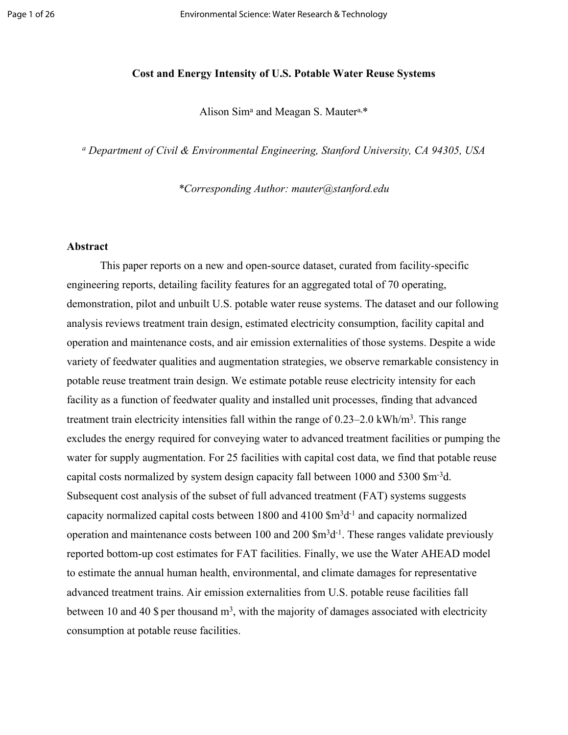**Cost and Energy Intensity of U.S. Potable Water Reuse Systems**

Alison Sim[a] and Meagan S. Mauter[a,*]

[a] *Department of Civil & Environmental Engineering, Stanford University, CA 94305, USA*

**Corresponding Author: mauter@stanford.edu*

## Abstract

This paper reports on a new and open-source dataset, curated from facility-specific engineering reports, detailing facility features for an aggregated total of 70 operating, demonstration, pilot and unbuilt U.S. potable water reuse systems. The dataset and our following analysis reviews treatment train design, estimated electricity consumption, facility capital and operation and maintenance costs, and air emission externalities of those systems. Despite a wide variety of feedwater qualities and augmentation strategies, we observe remarkable consistency in potable reuse treatment train design. We estimate potable reuse electricity intensity for each facility as a function of feedwater quality and installed unit processes, finding that advanced treatment train electricity intensities fall within the range of 0.23–2.0 kWh/$m^3$. This range excludes the energy required for conveying water to advanced treatment facilities or pumping the water for supply augmentation. For 25 facilities with capital cost data, we find that potable reuse capital costs normalized by system design capacity fall between 1000 and 5300 \$$m^{-3}$d. Subsequent cost analysis of the subset of full advanced treatment (FAT) systems suggests capacity normalized capital costs between 1800 and 4100 \$$m^3d^{-1}$ and capacity normalized operation and maintenance costs between 100 and 200 \$$m^3d^{-1}$. These ranges validate previously reported bottom-up cost estimates for FAT facilities. Finally, we use the Water AHEAD model to estimate the annual human health, environmental, and climate damages for representative advanced treatment trains. Air emission externalities from U.S. potable reuse facilities fall between 10 and 40 \$ per thousand $m^3$, with the majority of damages associated with electricity consumption at potable reuse facilities.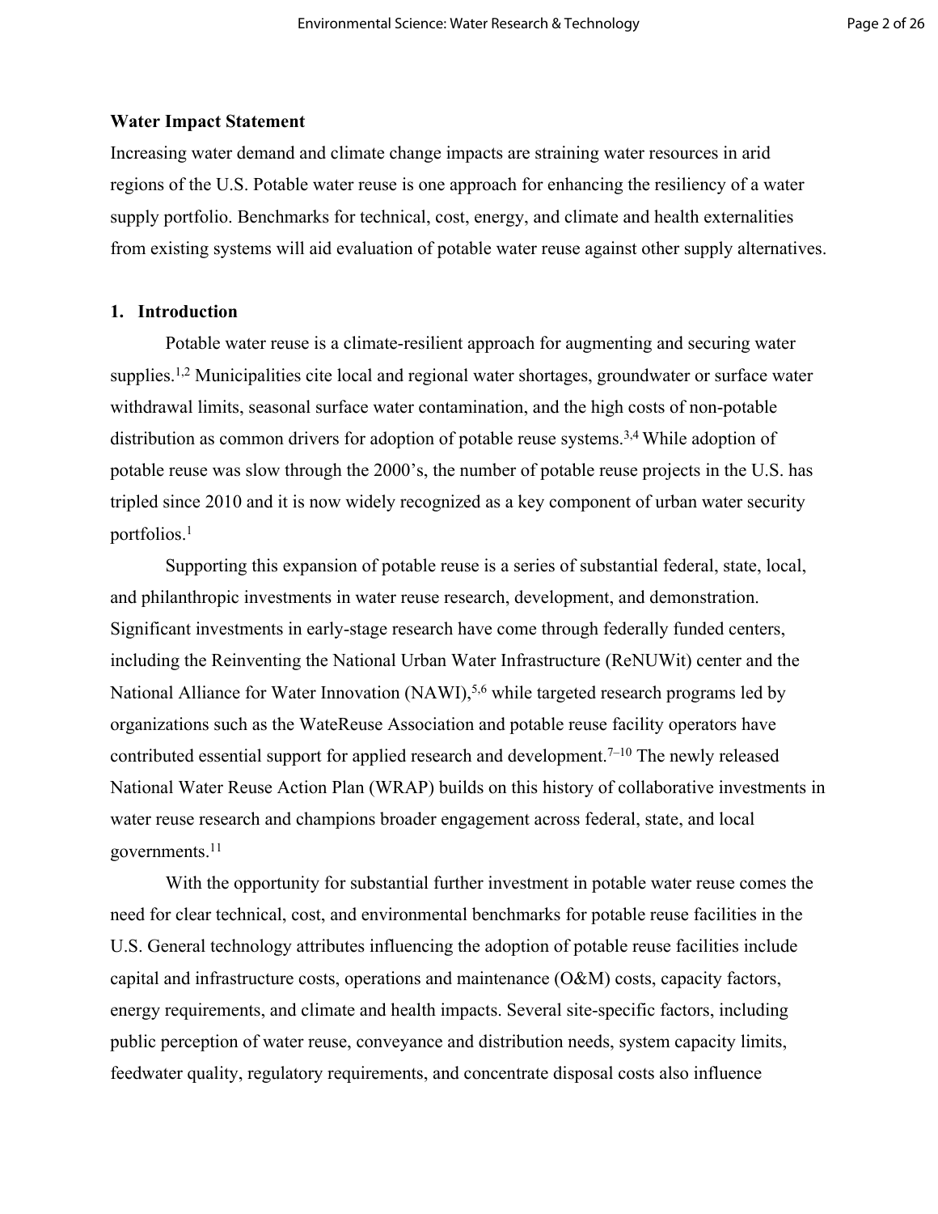**Water Impact Statement**

Increasing water demand and climate change impacts are straining water resources in arid regions of the U.S. Potable water reuse is one approach for enhancing the resiliency of a water supply portfolio. Benchmarks for technical, cost, energy, and climate and health externalities from existing systems will aid evaluation of potable water reuse against other supply alternatives.

## 1. Introduction

Potable water reuse is a climate-resilient approach for augmenting and securing water supplies.[1,2] Municipalities cite local and regional water shortages, groundwater or surface water withdrawal limits, seasonal surface water contamination, and the high costs of non-potable distribution as common drivers for adoption of potable reuse systems.[3,4] While adoption of potable reuse was slow through the 2000's, the number of potable reuse projects in the U.S. has tripled since 2010 and it is now widely recognized as a key component of urban water security portfolios.[1]

Supporting this expansion of potable reuse is a series of substantial federal, state, local, and philanthropic investments in water reuse research, development, and demonstration. Significant investments in early-stage research have come through federally funded centers, including the Reinventing the National Urban Water Infrastructure (ReNUWit) center and the National Alliance for Water Innovation (NAWI),[5,6] while targeted research programs led by organizations such as the WateReuse Association and potable reuse facility operators have contributed essential support for applied research and development.[7–10] The newly released National Water Reuse Action Plan (WRAP) builds on this history of collaborative investments in water reuse research and champions broader engagement across federal, state, and local governments.[11]

With the opportunity for substantial further investment in potable water reuse comes the need for clear technical, cost, and environmental benchmarks for potable reuse facilities in the U.S. General technology attributes influencing the adoption of potable reuse facilities include capital and infrastructure costs, operations and maintenance (O&M) costs, capacity factors, energy requirements, and climate and health impacts. Several site-specific factors, including public perception of water reuse, conveyance and distribution needs, system capacity limits, feedwater quality, regulatory requirements, and concentrate disposal costs also influence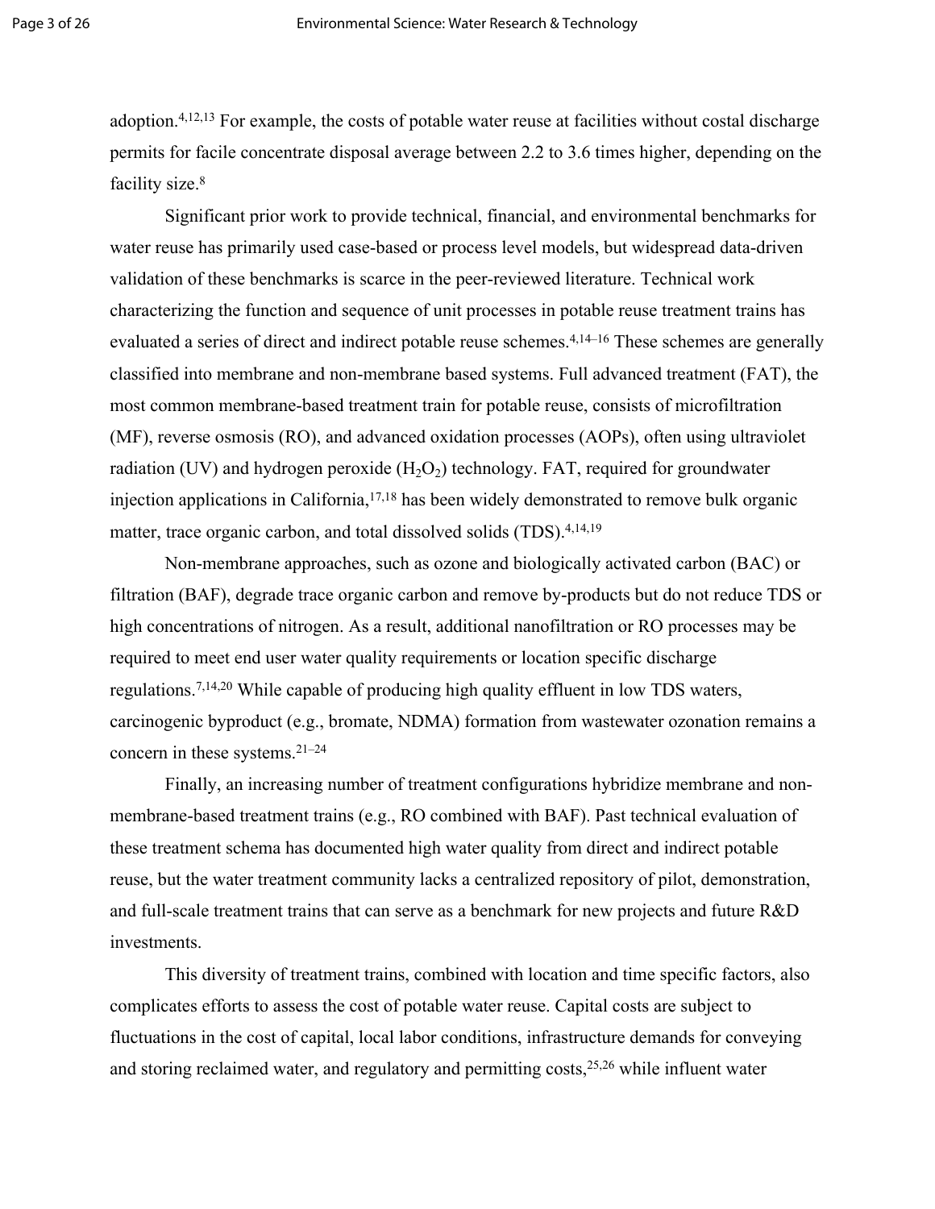adoption.[4,12,13] For example, the costs of potable water reuse at facilities without costal discharge permits for facile concentrate disposal average between 2.2 to 3.6 times higher, depending on the facility size.[8]

Significant prior work to provide technical, financial, and environmental benchmarks for water reuse has primarily used case-based or process level models, but widespread data-driven validation of these benchmarks is scarce in the peer-reviewed literature. Technical work characterizing the function and sequence of unit processes in potable reuse treatment trains has evaluated a series of direct and indirect potable reuse schemes.[4,14–16] These schemes are generally classified into membrane and non-membrane based systems. Full advanced treatment (FAT), the most common membrane-based treatment train for potable reuse, consists of microfiltration (MF), reverse osmosis (RO), and advanced oxidation processes (AOPs), often using ultraviolet radiation (UV) and hydrogen peroxide ($H_2O_2$) technology. FAT, required for groundwater injection applications in California,[17,18] has been widely demonstrated to remove bulk organic matter, trace organic carbon, and total dissolved solids (TDS).[4,14,19]

Non-membrane approaches, such as ozone and biologically activated carbon (BAC) or filtration (BAF), degrade trace organic carbon and remove by-products but do not reduce TDS or high concentrations of nitrogen. As a result, additional nanofiltration or RO processes may be required to meet end user water quality requirements or location specific discharge regulations.[7,14,20] While capable of producing high quality effluent in low TDS waters, carcinogenic byproduct (e.g., bromate, NDMA) formation from wastewater ozonation remains a concern in these systems.[21–24]

Finally, an increasing number of treatment configurations hybridize membrane and non-membrane-based treatment trains (e.g., RO combined with BAF). Past technical evaluation of these treatment schema has documented high water quality from direct and indirect potable reuse, but the water treatment community lacks a centralized repository of pilot, demonstration, and full-scale treatment trains that can serve as a benchmark for new projects and future R&D investments.

This diversity of treatment trains, combined with location and time specific factors, also complicates efforts to assess the cost of potable water reuse. Capital costs are subject to fluctuations in the cost of capital, local labor conditions, infrastructure demands for conveying and storing reclaimed water, and regulatory and permitting costs,[25,26] while influent water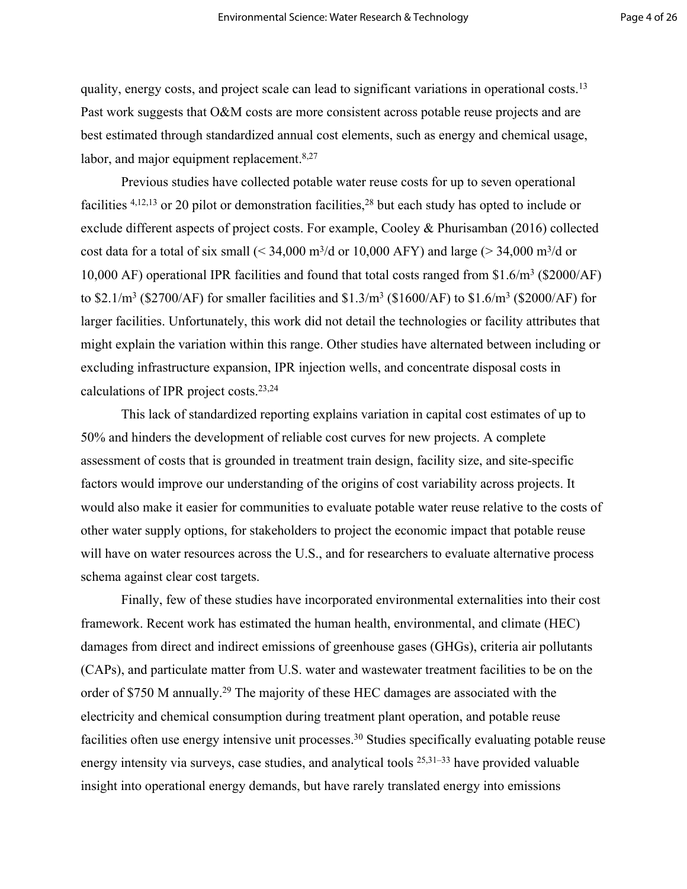quality, energy costs, and project scale can lead to significant variations in operational costs.[13] Past work suggests that O&M costs are more consistent across potable reuse projects and are best estimated through standardized annual cost elements, such as energy and chemical usage, labor, and major equipment replacement.[8,27]

Previous studies have collected potable water reuse costs for up to seven operational facilities [4,12,13] or 20 pilot or demonstration facilities,[28] but each study has opted to include or exclude different aspects of project costs. For example, Cooley & Phurisamban (2016) collected cost data for a total of six small (< 34,000 $m^3$/d or 10,000 AFY) and large (> 34,000 $m^3$/d or 10,000 AF) operational IPR facilities and found that total costs ranged from \$1.6/$m^3$ (\$2000/AF) to \$2.1/$m^3$ (\$2700/AF) for smaller facilities and \$1.3/$m^3$ (\$1600/AF) to \$1.6/$m^3$ (\$2000/AF) for larger facilities. Unfortunately, this work did not detail the technologies or facility attributes that might explain the variation within this range. Other studies have alternated between including or excluding infrastructure expansion, IPR injection wells, and concentrate disposal costs in calculations of IPR project costs.[23,24]

This lack of standardized reporting explains variation in capital cost estimates of up to 50% and hinders the development of reliable cost curves for new projects. A complete assessment of costs that is grounded in treatment train design, facility size, and site-specific factors would improve our understanding of the origins of cost variability across projects. It would also make it easier for communities to evaluate potable water reuse relative to the costs of other water supply options, for stakeholders to project the economic impact that potable reuse will have on water resources across the U.S., and for researchers to evaluate alternative process schema against clear cost targets.

Finally, few of these studies have incorporated environmental externalities into their cost framework. Recent work has estimated the human health, environmental, and climate (HEC) damages from direct and indirect emissions of greenhouse gases (GHGs), criteria air pollutants (CAPs), and particulate matter from U.S. water and wastewater treatment facilities to be on the order of \$750 M annually.[29] The majority of these HEC damages are associated with the electricity and chemical consumption during treatment plant operation, and potable reuse facilities often use energy intensive unit processes.[30] Studies specifically evaluating potable reuse energy intensity via surveys, case studies, and analytical tools [25,31–33] have provided valuable insight into operational energy demands, but have rarely translated energy into emissions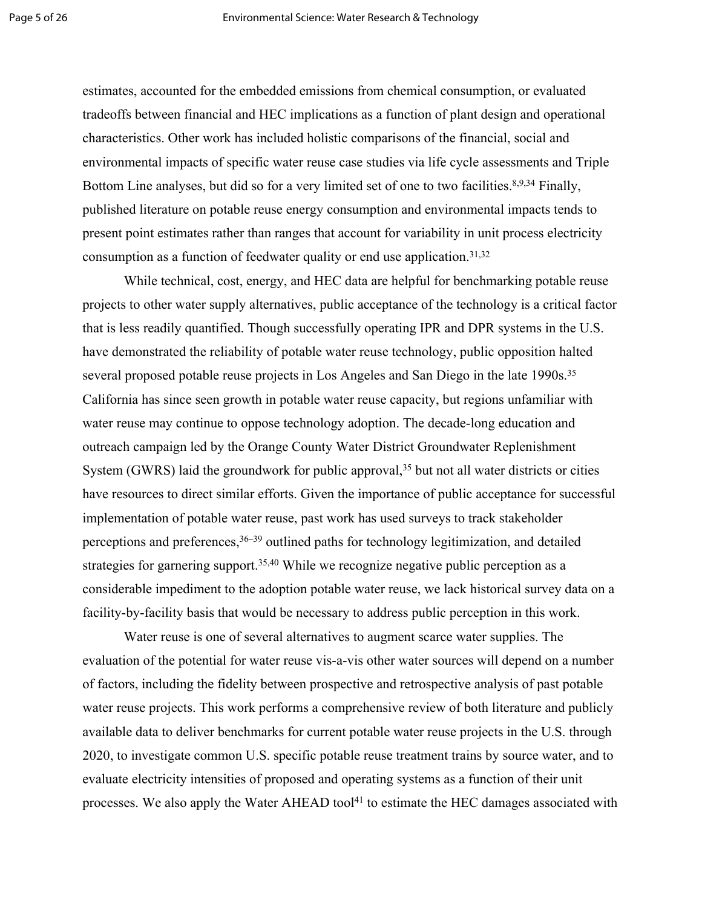estimates, accounted for the embedded emissions from chemical consumption, or evaluated tradeoffs between financial and HEC implications as a function of plant design and operational characteristics. Other work has included holistic comparisons of the financial, social and environmental impacts of specific water reuse case studies via life cycle assessments and Triple Bottom Line analyses, but did so for a very limited set of one to two facilities.[8,9,34] Finally, published literature on potable reuse energy consumption and environmental impacts tends to present point estimates rather than ranges that account for variability in unit process electricity consumption as a function of feedwater quality or end use application.[31,32]

While technical, cost, energy, and HEC data are helpful for benchmarking potable reuse projects to other water supply alternatives, public acceptance of the technology is a critical factor that is less readily quantified. Though successfully operating IPR and DPR systems in the U.S. have demonstrated the reliability of potable water reuse technology, public opposition halted several proposed potable reuse projects in Los Angeles and San Diego in the late 1990s.[35] California has since seen growth in potable water reuse capacity, but regions unfamiliar with water reuse may continue to oppose technology adoption. The decade-long education and outreach campaign led by the Orange County Water District Groundwater Replenishment System (GWRS) laid the groundwork for public approval,[35] but not all water districts or cities have resources to direct similar efforts. Given the importance of public acceptance for successful implementation of potable water reuse, past work has used surveys to track stakeholder perceptions and preferences,[36–39] outlined paths for technology legitimization, and detailed strategies for garnering support.[35,40] While we recognize negative public perception as a considerable impediment to the adoption potable water reuse, we lack historical survey data on a facility-by-facility basis that would be necessary to address public perception in this work.

Water reuse is one of several alternatives to augment scarce water supplies. The evaluation of the potential for water reuse vis-a-vis other water sources will depend on a number of factors, including the fidelity between prospective and retrospective analysis of past potable water reuse projects. This work performs a comprehensive review of both literature and publicly available data to deliver benchmarks for current potable water reuse projects in the U.S. through 2020, to investigate common U.S. specific potable reuse treatment trains by source water, and to evaluate electricity intensities of proposed and operating systems as a function of their unit processes. We also apply the Water AHEAD tool[41] to estimate the HEC damages associated with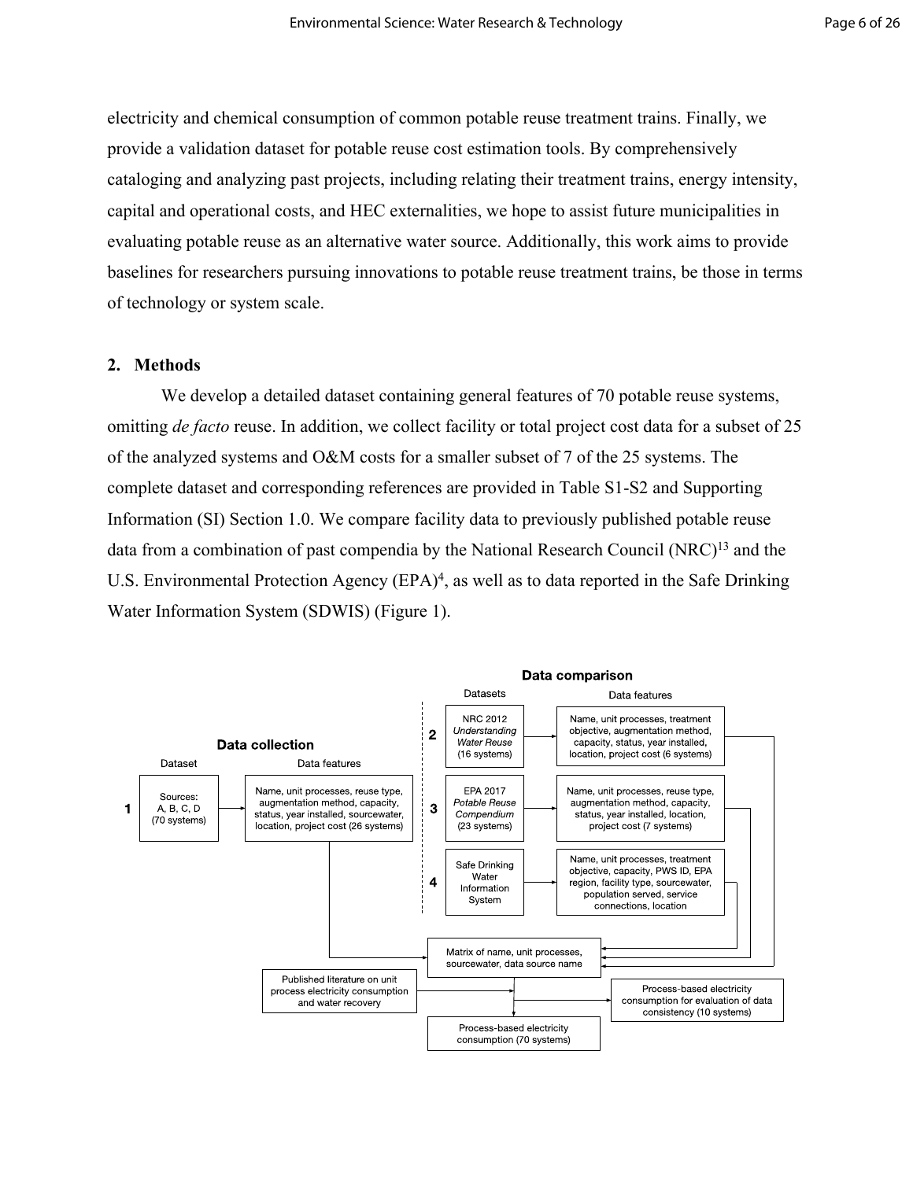electricity and chemical consumption of common potable reuse treatment trains. Finally, we provide a validation dataset for potable reuse cost estimation tools. By comprehensively cataloging and analyzing past projects, including relating their treatment trains, energy intensity, capital and operational costs, and HEC externalities, we hope to assist future municipalities in evaluating potable reuse as an alternative water source. Additionally, this work aims to provide baselines for researchers pursuing innovations to potable reuse treatment trains, be those in terms of technology or system scale.

## 2. Methods

We develop a detailed dataset containing general features of 70 potable reuse systems, omitting *de facto* reuse. In addition, we collect facility or total project cost data for a subset of 25 of the analyzed systems and O&M costs for a smaller subset of 7 of the 25 systems. The complete dataset and corresponding references are provided in Table S1-S2 and Supporting Information (SI) Section 1.0. We compare facility data to previously published potable reuse data from a combination of past compendia by the National Research Council (NRC)[13] and the U.S. Environmental Protection Agency (EPA)[4], as well as to data reported in the Safe Drinking Water Information System (SDWIS) (Figure 1).

**Data collection**

| | Dataset | Data features |
|---|---|---|
| 1 | Sources: A, B, C, D (70 systems) | Name, unit processes, reuse type, augmentation method, capacity, status, year installed, sourcewater, location, project cost (26 systems) |

**Data comparison**

| | Datasets | Data features |
|---|---|---|
| 2 | NRC 2012 *Understanding Water Reuse* (16 systems) | Name, unit processes, treatment objective, augmentation method, capacity, status, year installed, location, project cost (6 systems) |
| 3 | EPA 2017 *Potable Reuse Compendium* (23 systems) | Name, unit processes, reuse type, augmentation method, capacity, status, year installed, location, project cost (7 systems) |
| 4 | Safe Drinking Water Information System | Name, unit processes, treatment objective, capacity, PWS ID, EPA region, facility type, sourcewater, population served, service connections, location |

Matrix of name, unit processes, sourcewater, data source name

Published literature on unit process electricity consumption and water recovery

Process-based electricity consumption for evaluation of data consistency (10 systems)

Process-based electricity consumption (70 systems)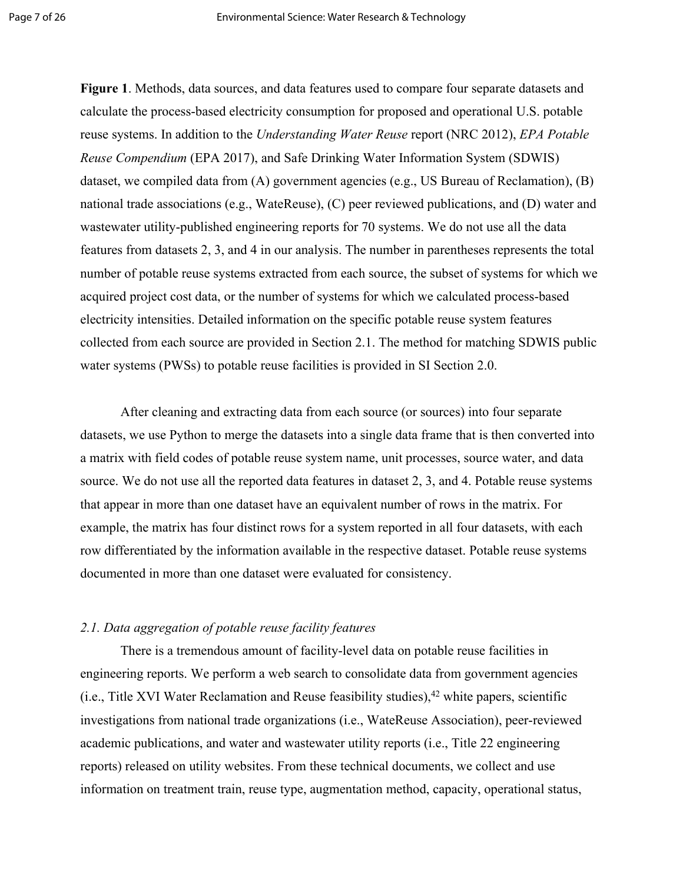**Figure 1**. Methods, data sources, and data features used to compare four separate datasets and calculate the process-based electricity consumption for proposed and operational U.S. potable reuse systems. In addition to the *Understanding Water Reuse* report (NRC 2012), *EPA Potable Reuse Compendium* (EPA 2017), and Safe Drinking Water Information System (SDWIS) dataset, we compiled data from (A) government agencies (e.g., US Bureau of Reclamation), (B) national trade associations (e.g., WateReuse), (C) peer reviewed publications, and (D) water and wastewater utility-published engineering reports for 70 systems. We do not use all the data features from datasets 2, 3, and 4 in our analysis. The number in parentheses represents the total number of potable reuse systems extracted from each source, the subset of systems for which we acquired project cost data, or the number of systems for which we calculated process-based electricity intensities. Detailed information on the specific potable reuse system features collected from each source are provided in Section 2.1. The method for matching SDWIS public water systems (PWSs) to potable reuse facilities is provided in SI Section 2.0.

After cleaning and extracting data from each source (or sources) into four separate datasets, we use Python to merge the datasets into a single data frame that is then converted into a matrix with field codes of potable reuse system name, unit processes, source water, and data source. We do not use all the reported data features in dataset 2, 3, and 4. Potable reuse systems that appear in more than one dataset have an equivalent number of rows in the matrix. For example, the matrix has four distinct rows for a system reported in all four datasets, with each row differentiated by the information available in the respective dataset. Potable reuse systems documented in more than one dataset were evaluated for consistency.

### *2.1. Data aggregation of potable reuse facility features*

There is a tremendous amount of facility-level data on potable reuse facilities in engineering reports. We perform a web search to consolidate data from government agencies (i.e., Title XVI Water Reclamation and Reuse feasibility studies),[42] white papers, scientific investigations from national trade organizations (i.e., WateReuse Association), peer-reviewed academic publications, and water and wastewater utility reports (i.e., Title 22 engineering reports) released on utility websites. From these technical documents, we collect and use information on treatment train, reuse type, augmentation method, capacity, operational status,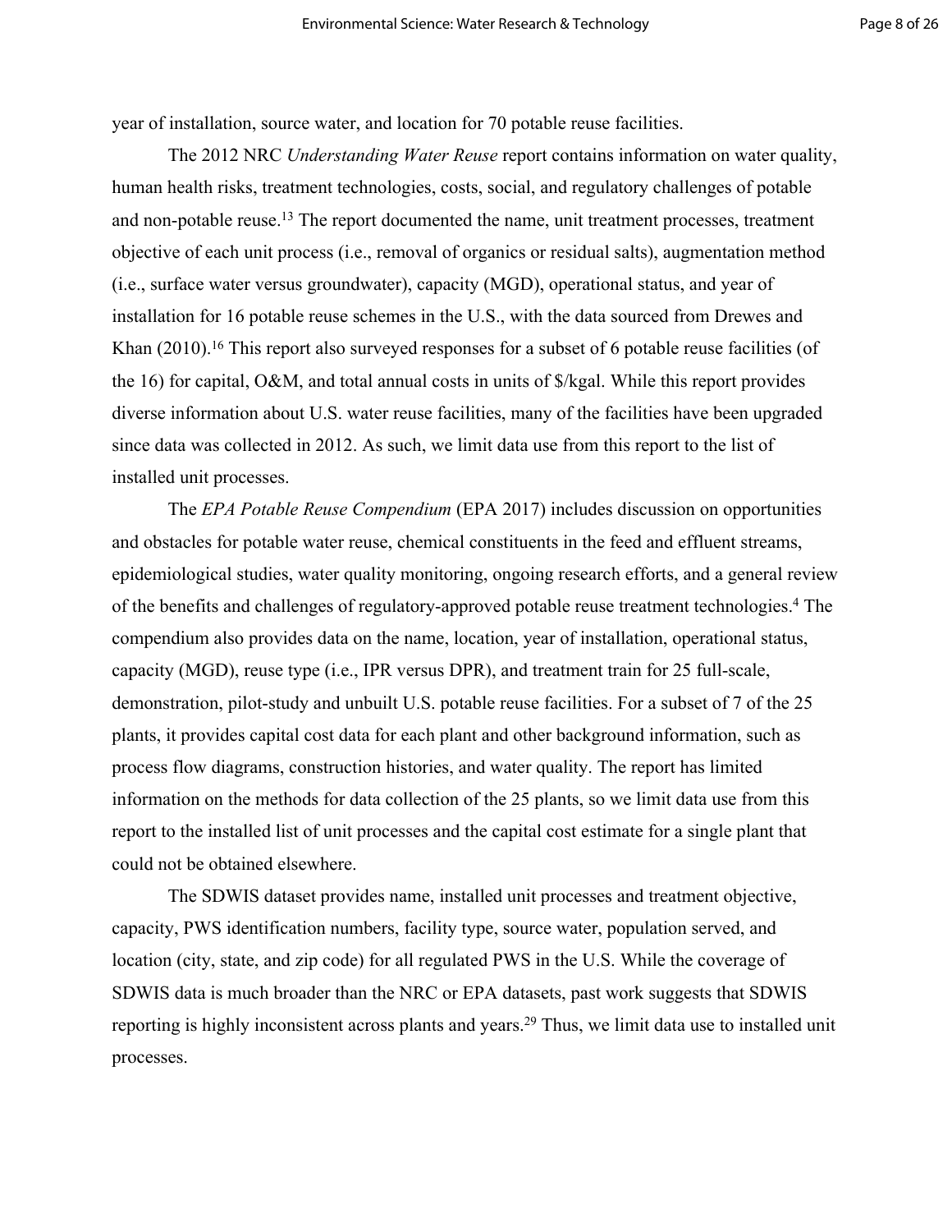year of installation, source water, and location for 70 potable reuse facilities.

The 2012 NRC *Understanding Water Reuse* report contains information on water quality, human health risks, treatment technologies, costs, social, and regulatory challenges of potable and non-potable reuse.[13] The report documented the name, unit treatment processes, treatment objective of each unit process (i.e., removal of organics or residual salts), augmentation method (i.e., surface water versus groundwater), capacity (MGD), operational status, and year of installation for 16 potable reuse schemes in the U.S., with the data sourced from Drewes and Khan (2010).[16] This report also surveyed responses for a subset of 6 potable reuse facilities (of the 16) for capital, O&M, and total annual costs in units of $/kgal. While this report provides diverse information about U.S. water reuse facilities, many of the facilities have been upgraded since data was collected in 2012. As such, we limit data use from this report to the list of installed unit processes.

The *EPA Potable Reuse Compendium* (EPA 2017) includes discussion on opportunities and obstacles for potable water reuse, chemical constituents in the feed and effluent streams, epidemiological studies, water quality monitoring, ongoing research efforts, and a general review of the benefits and challenges of regulatory-approved potable reuse treatment technologies.[4] The compendium also provides data on the name, location, year of installation, operational status, capacity (MGD), reuse type (i.e., IPR versus DPR), and treatment train for 25 full-scale, demonstration, pilot-study and unbuilt U.S. potable reuse facilities. For a subset of 7 of the 25 plants, it provides capital cost data for each plant and other background information, such as process flow diagrams, construction histories, and water quality. The report has limited information on the methods for data collection of the 25 plants, so we limit data use from this report to the installed list of unit processes and the capital cost estimate for a single plant that could not be obtained elsewhere.

The SDWIS dataset provides name, installed unit processes and treatment objective, capacity, PWS identification numbers, facility type, source water, population served, and location (city, state, and zip code) for all regulated PWS in the U.S. While the coverage of SDWIS data is much broader than the NRC or EPA datasets, past work suggests that SDWIS reporting is highly inconsistent across plants and years.[29] Thus, we limit data use to installed unit processes.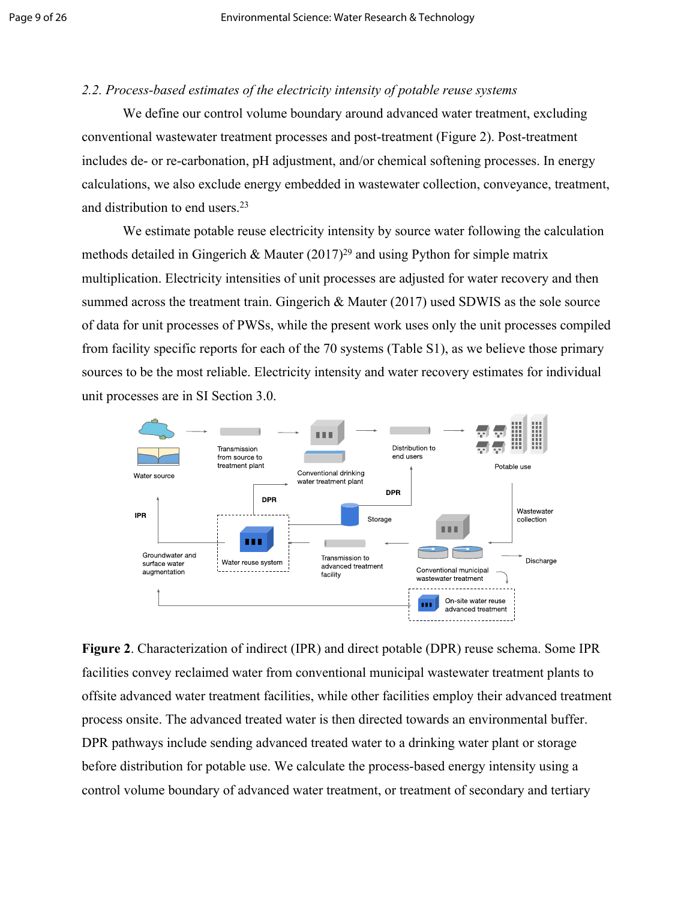*2.2. Process-based estimates of the electricity intensity of potable reuse systems*

We define our control volume boundary around advanced water treatment, excluding conventional wastewater treatment processes and post-treatment (Figure 2). Post-treatment includes de- or re-carbonation, pH adjustment, and/or chemical softening processes. In energy calculations, we also exclude energy embedded in wastewater collection, conveyance, treatment, and distribution to end users.[23]

We estimate potable reuse electricity intensity by source water following the calculation methods detailed in Gingerich & Mauter (2017)[29] and using Python for simple matrix multiplication. Electricity intensities of unit processes are adjusted for water recovery and then summed across the treatment train. Gingerich & Mauter (2017) used SDWIS as the sole source of data for unit processes of PWSs, while the present work uses only the unit processes compiled from facility specific reports for each of the 70 systems (Table S1), as we believe those primary sources to be the most reliable. Electricity intensity and water recovery estimates for individual unit processes are in SI Section 3.0.

**Figure 2**. Characterization of indirect (IPR) and direct potable (DPR) reuse schema. Some IPR facilities convey reclaimed water from conventional municipal wastewater treatment plants to offsite advanced water treatment facilities, while other facilities employ their advanced treatment process onsite. The advanced treated water is then directed towards an environmental buffer. DPR pathways include sending advanced treated water to a drinking water plant or storage before distribution for potable use. We calculate the process-based energy intensity using a control volume boundary of advanced water treatment, or treatment of secondary and tertiary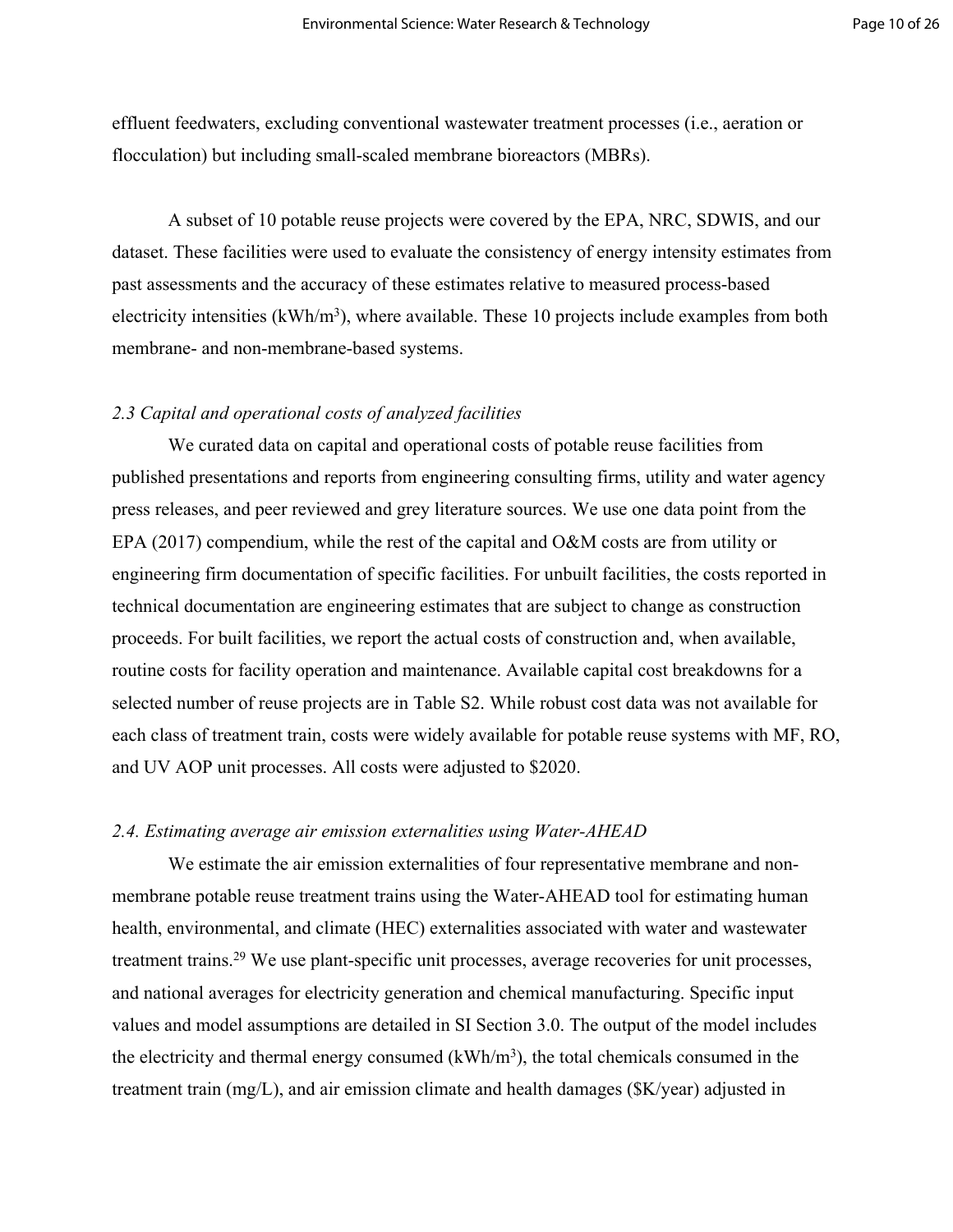effluent feedwaters, excluding conventional wastewater treatment processes (i.e., aeration or flocculation) but including small-scaled membrane bioreactors (MBRs).

A subset of 10 potable reuse projects were covered by the EPA, NRC, SDWIS, and our dataset. These facilities were used to evaluate the consistency of energy intensity estimates from past assessments and the accuracy of these estimates relative to measured process-based electricity intensities (kWh/m$^3$), where available. These 10 projects include examples from both membrane- and non-membrane-based systems.

### *2.3 Capital and operational costs of analyzed facilities*

We curated data on capital and operational costs of potable reuse facilities from published presentations and reports from engineering consulting firms, utility and water agency press releases, and peer reviewed and grey literature sources. We use one data point from the EPA (2017) compendium, while the rest of the capital and O&M costs are from utility or engineering firm documentation of specific facilities. For unbuilt facilities, the costs reported in technical documentation are engineering estimates that are subject to change as construction proceeds. For built facilities, we report the actual costs of construction and, when available, routine costs for facility operation and maintenance. Available capital cost breakdowns for a selected number of reuse projects are in Table S2. While robust cost data was not available for each class of treatment train, costs were widely available for potable reuse systems with MF, RO, and UV AOP unit processes. All costs were adjusted to $2020.

### *2.4. Estimating average air emission externalities using Water-AHEAD*

We estimate the air emission externalities of four representative membrane and non-membrane potable reuse treatment trains using the Water-AHEAD tool for estimating human health, environmental, and climate (HEC) externalities associated with water and wastewater treatment trains.[29] We use plant-specific unit processes, average recoveries for unit processes, and national averages for electricity generation and chemical manufacturing. Specific input values and model assumptions are detailed in SI Section 3.0. The output of the model includes the electricity and thermal energy consumed (kWh/m$^3$), the total chemicals consumed in the treatment train (mg/L), and air emission climate and health damages ($K/year) adjusted in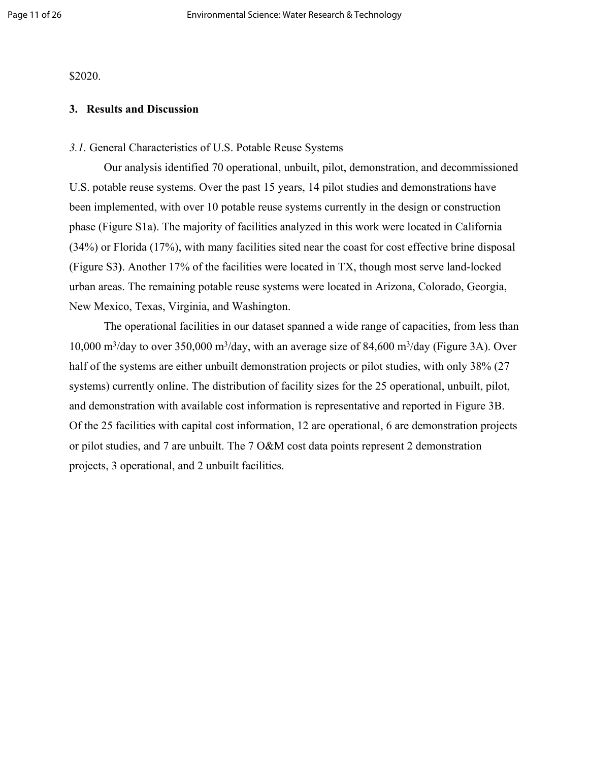$2020.

## 3. Results and Discussion

### *3.1.* General Characteristics of U.S. Potable Reuse Systems

Our analysis identified 70 operational, unbuilt, pilot, demonstration, and decommissioned U.S. potable reuse systems. Over the past 15 years, 14 pilot studies and demonstrations have been implemented, with over 10 potable reuse systems currently in the design or construction phase (Figure S1a). The majority of facilities analyzed in this work were located in California (34%) or Florida (17%), with many facilities sited near the coast for cost effective brine disposal (Figure S3**)**. Another 17% of the facilities were located in TX, though most serve land-locked urban areas. The remaining potable reuse systems were located in Arizona, Colorado, Georgia, New Mexico, Texas, Virginia, and Washington.

The operational facilities in our dataset spanned a wide range of capacities, from less than 10,000 $m^3$/day to over 350,000 $m^3$/day, with an average size of 84,600 $m^3$/day (Figure 3A). Over half of the systems are either unbuilt demonstration projects or pilot studies, with only 38% (27 systems) currently online. The distribution of facility sizes for the 25 operational, unbuilt, pilot, and demonstration with available cost information is representative and reported in Figure 3B. Of the 25 facilities with capital cost information, 12 are operational, 6 are demonstration projects or pilot studies, and 7 are unbuilt. The 7 O&M cost data points represent 2 demonstration projects, 3 operational, and 2 unbuilt facilities.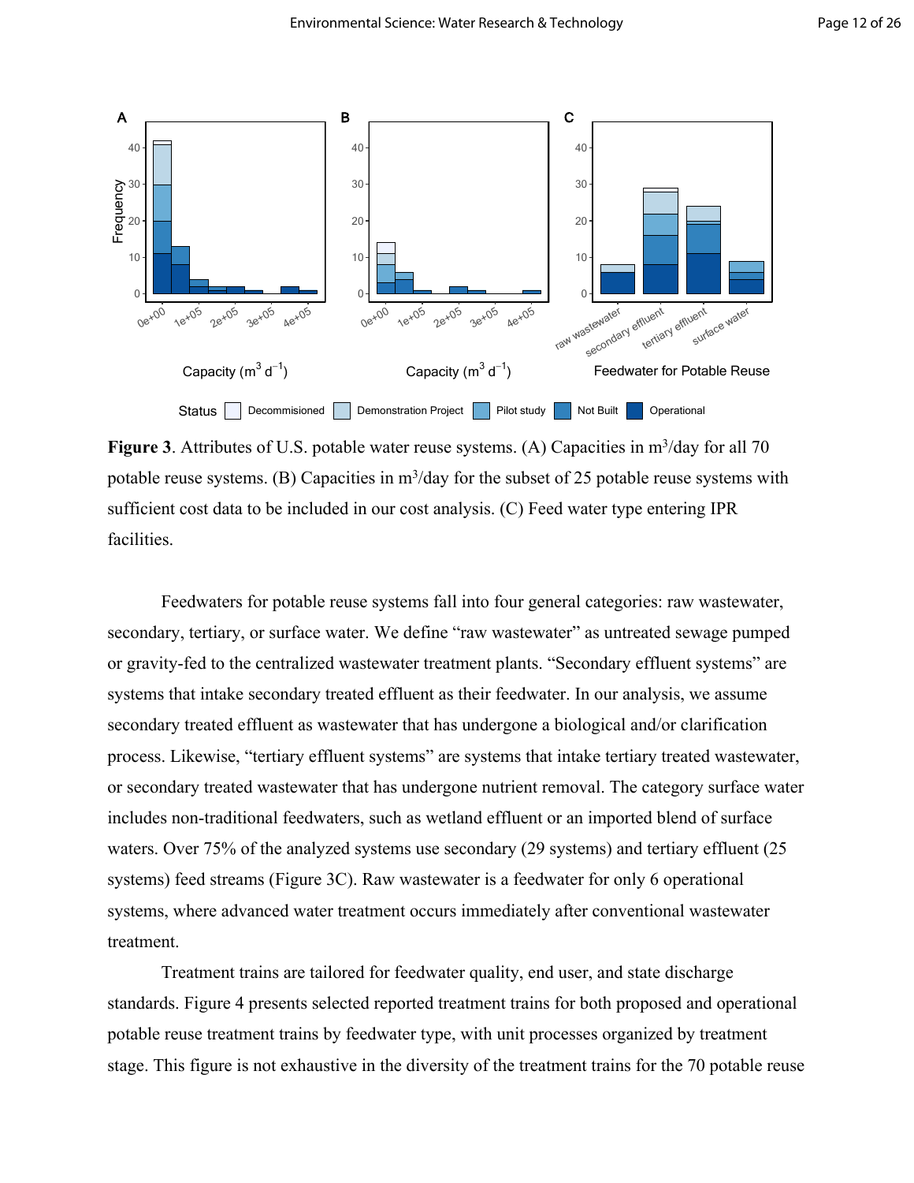**Figure 3**. Attributes of U.S. potable water reuse systems. (A) Capacities in $m^3$/day for all 70 potable reuse systems. (B) Capacities in $m^3$/day for the subset of 25 potable reuse systems with sufficient cost data to be included in our cost analysis. (C) Feed water type entering IPR facilities.

Feedwaters for potable reuse systems fall into four general categories: raw wastewater, secondary, tertiary, or surface water. We define "raw wastewater" as untreated sewage pumped or gravity-fed to the centralized wastewater treatment plants. "Secondary effluent systems" are systems that intake secondary treated effluent as their feedwater. In our analysis, we assume secondary treated effluent as wastewater that has undergone a biological and/or clarification process. Likewise, "tertiary effluent systems" are systems that intake tertiary treated wastewater, or secondary treated wastewater that has undergone nutrient removal. The category surface water includes non-traditional feedwaters, such as wetland effluent or an imported blend of surface waters. Over 75% of the analyzed systems use secondary (29 systems) and tertiary effluent (25 systems) feed streams (Figure 3C). Raw wastewater is a feedwater for only 6 operational systems, where advanced water treatment occurs immediately after conventional wastewater treatment.

Treatment trains are tailored for feedwater quality, end user, and state discharge standards. Figure 4 presents selected reported treatment trains for both proposed and operational potable reuse treatment trains by feedwater type, with unit processes organized by treatment stage. This figure is not exhaustive in the diversity of the treatment trains for the 70 potable reuse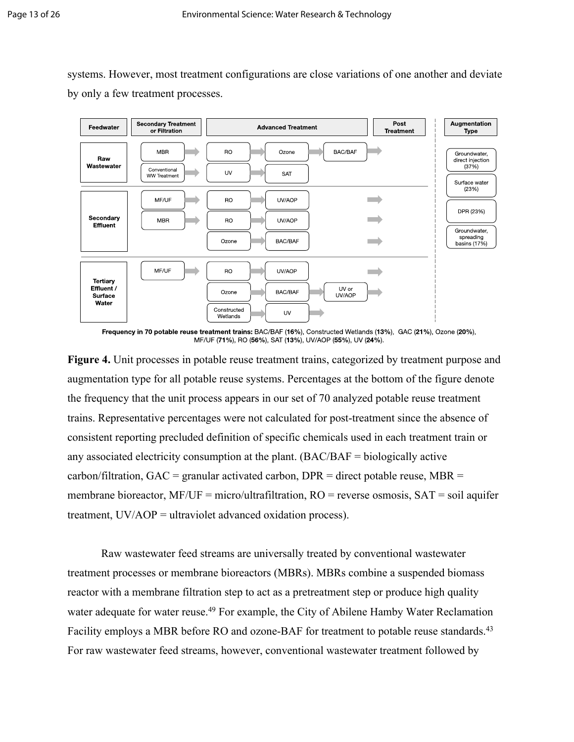systems. However, most treatment configurations are close variations of one another and deviate by only a few treatment processes.

| Feedwater | Secondary Treatment or Filtration | Advanced Treatment | | | Post Treatment | Augmentation Type |
|---|---|---|---|---|---|---|
| Raw Wastewater | MBR | RO | Ozone | BAC/BAF | | Groundwater, direct injection (37%) |
| | Conventional WW Treatment | UV | SAT | | | Surface water (23%) |
| Secondary Effluent | MF/UF | RO | UV/AOP | | | DPR (23%) |
| | MBR | RO | UV/AOP | | | Groundwater, spreading basins (17%) |
| | | Ozone | BAC/BAF | | | |
| Tertiary Effluent / Surface Water | MF/UF | RO | UV/AOP | | | |
| | | Ozone | BAC/BAF | UV or UV/AOP | | |
| | | Constructed Wetlands | UV | | | |

**Frequency in 70 potable reuse treatment trains:** BAC/BAF (**16%**), Constructed Wetlands (**13%**), GAC (**21%**), Ozone (**20%**), MF/UF (**71%**), RO (**56%**), SAT (**13%**), UV/AOP (**55%**), UV (**24%**).

**Figure 4.** Unit processes in potable reuse treatment trains, categorized by treatment purpose and augmentation type for all potable reuse systems. Percentages at the bottom of the figure denote the frequency that the unit process appears in our set of 70 analyzed potable reuse treatment trains. Representative percentages were not calculated for post-treatment since the absence of consistent reporting precluded definition of specific chemicals used in each treatment train or any associated electricity consumption at the plant. (BAC/BAF = biologically active carbon/filtration, GAC = granular activated carbon, DPR = direct potable reuse, MBR = membrane bioreactor, MF/UF = micro/ultrafiltration, RO = reverse osmosis, SAT = soil aquifer treatment, UV/AOP = ultraviolet advanced oxidation process).

Raw wastewater feed streams are universally treated by conventional wastewater treatment processes or membrane bioreactors (MBRs). MBRs combine a suspended biomass reactor with a membrane filtration step to act as a pretreatment step or produce high quality water adequate for water reuse.[49] For example, the City of Abilene Hamby Water Reclamation Facility employs a MBR before RO and ozone-BAF for treatment to potable reuse standards.[43] For raw wastewater feed streams, however, conventional wastewater treatment followed by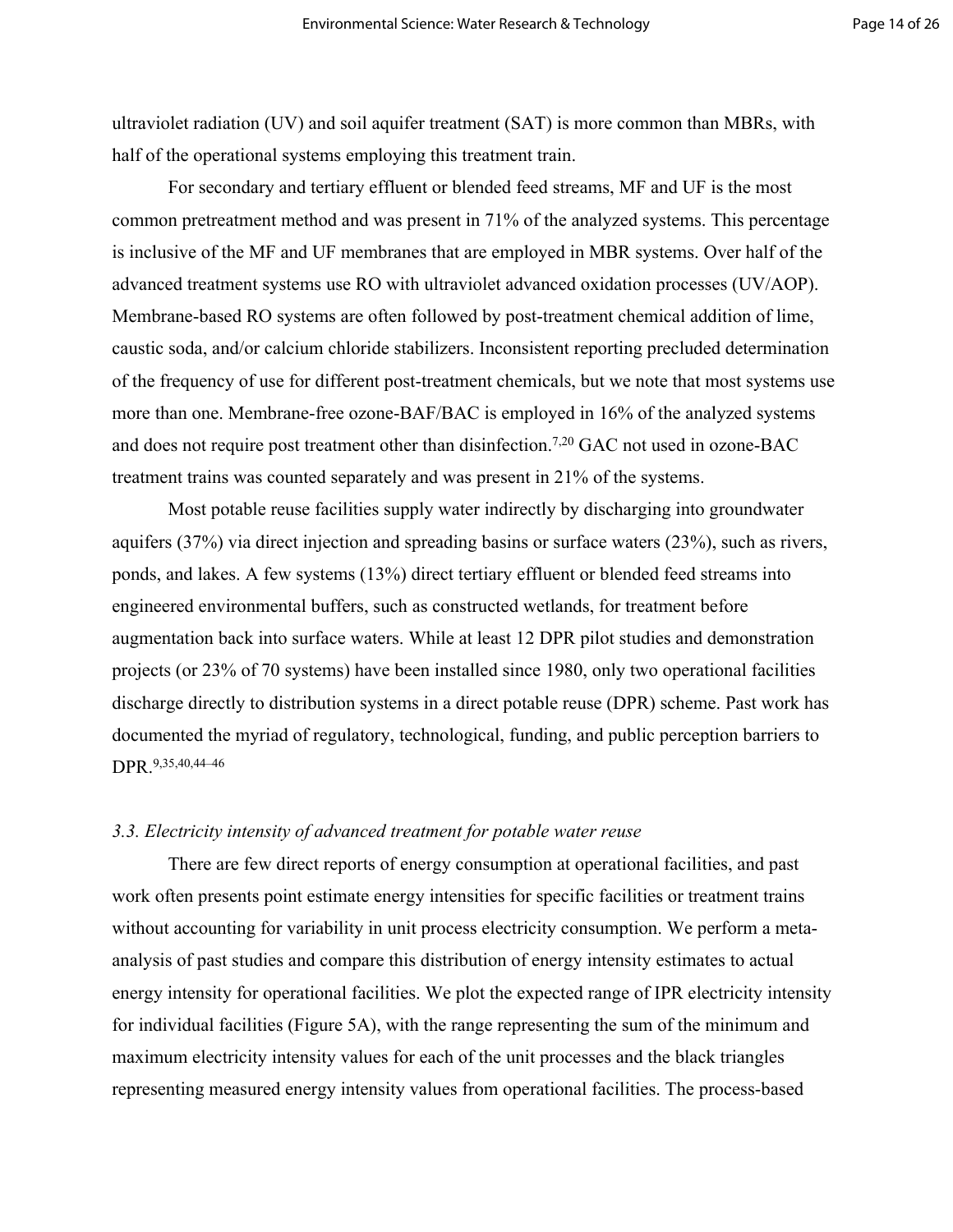ultraviolet radiation (UV) and soil aquifer treatment (SAT) is more common than MBRs, with half of the operational systems employing this treatment train.

For secondary and tertiary effluent or blended feed streams, MF and UF is the most common pretreatment method and was present in 71% of the analyzed systems. This percentage is inclusive of the MF and UF membranes that are employed in MBR systems. Over half of the advanced treatment systems use RO with ultraviolet advanced oxidation processes (UV/AOP). Membrane-based RO systems are often followed by post-treatment chemical addition of lime, caustic soda, and/or calcium chloride stabilizers. Inconsistent reporting precluded determination of the frequency of use for different post-treatment chemicals, but we note that most systems use more than one. Membrane-free ozone-BAF/BAC is employed in 16% of the analyzed systems and does not require post treatment other than disinfection.[7,20] GAC not used in ozone-BAC treatment trains was counted separately and was present in 21% of the systems.

Most potable reuse facilities supply water indirectly by discharging into groundwater aquifers (37%) via direct injection and spreading basins or surface waters (23%), such as rivers, ponds, and lakes. A few systems (13%) direct tertiary effluent or blended feed streams into engineered environmental buffers, such as constructed wetlands, for treatment before augmentation back into surface waters. While at least 12 DPR pilot studies and demonstration projects (or 23% of 70 systems) have been installed since 1980, only two operational facilities discharge directly to distribution systems in a direct potable reuse (DPR) scheme. Past work has documented the myriad of regulatory, technological, funding, and public perception barriers to DPR.[9,35,40,44–46]

### *3.3. Electricity intensity of advanced treatment for potable water reuse*

There are few direct reports of energy consumption at operational facilities, and past work often presents point estimate energy intensities for specific facilities or treatment trains without accounting for variability in unit process electricity consumption. We perform a meta-analysis of past studies and compare this distribution of energy intensity estimates to actual energy intensity for operational facilities. We plot the expected range of IPR electricity intensity for individual facilities (Figure 5A), with the range representing the sum of the minimum and maximum electricity intensity values for each of the unit processes and the black triangles representing measured energy intensity values from operational facilities. The process-based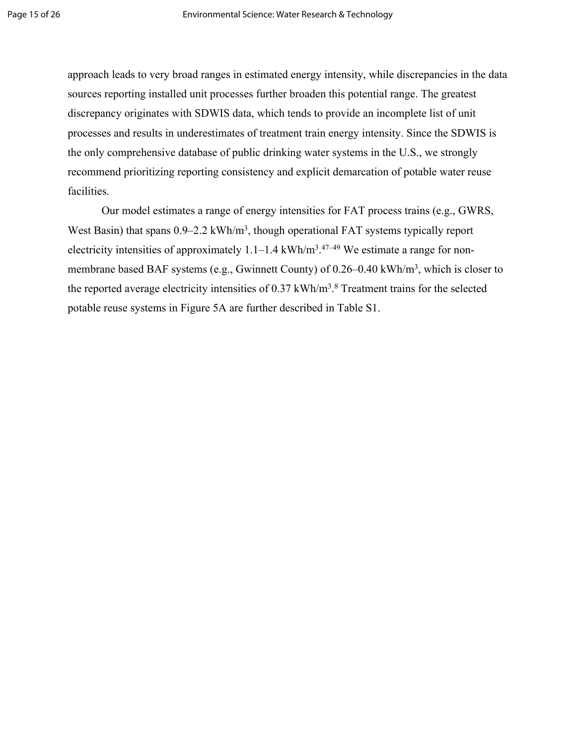approach leads to very broad ranges in estimated energy intensity, while discrepancies in the data sources reporting installed unit processes further broaden this potential range. The greatest discrepancy originates with SDWIS data, which tends to provide an incomplete list of unit processes and results in underestimates of treatment train energy intensity. Since the SDWIS is the only comprehensive database of public drinking water systems in the U.S., we strongly recommend prioritizing reporting consistency and explicit demarcation of potable water reuse facilities.

Our model estimates a range of energy intensities for FAT process trains (e.g., GWRS, West Basin) that spans 0.9–2.2 kWh/m$^3$, though operational FAT systems typically report electricity intensities of approximately 1.1–1.4 kWh/m$^3$.[47–49] We estimate a range for non-membrane based BAF systems (e.g., Gwinnett County) of 0.26–0.40 kWh/m$^3$, which is closer to the reported average electricity intensities of 0.37 kWh/m$^3$.[8] Treatment trains for the selected potable reuse systems in Figure 5A are further described in Table S1.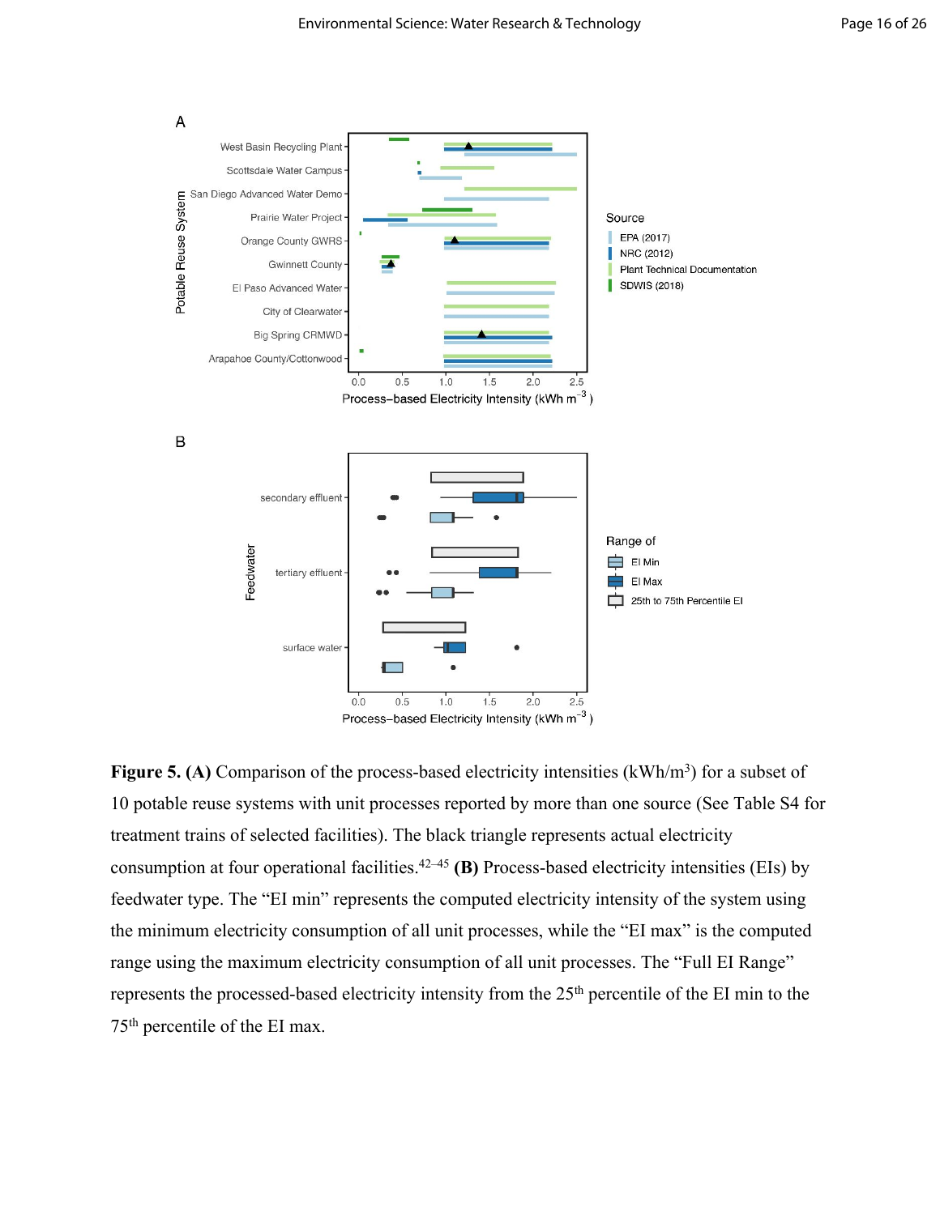**Figure 5. (A)** Comparison of the process-based electricity intensities (kWh/m$^3$) for a subset of 10 potable reuse systems with unit processes reported by more than one source (See Table S4 for treatment trains of selected facilities). The black triangle represents actual electricity consumption at four operational facilities.[42–45] **(B)** Process-based electricity intensities (EIs) by feedwater type. The "EI min" represents the computed electricity intensity of the system using the minimum electricity consumption of all unit processes, while the "EI max" is the computed range using the maximum electricity consumption of all unit processes. The "Full EI Range" represents the processed-based electricity intensity from the 25$^{th}$ percentile of the EI min to the 75$^{th}$ percentile of the EI max.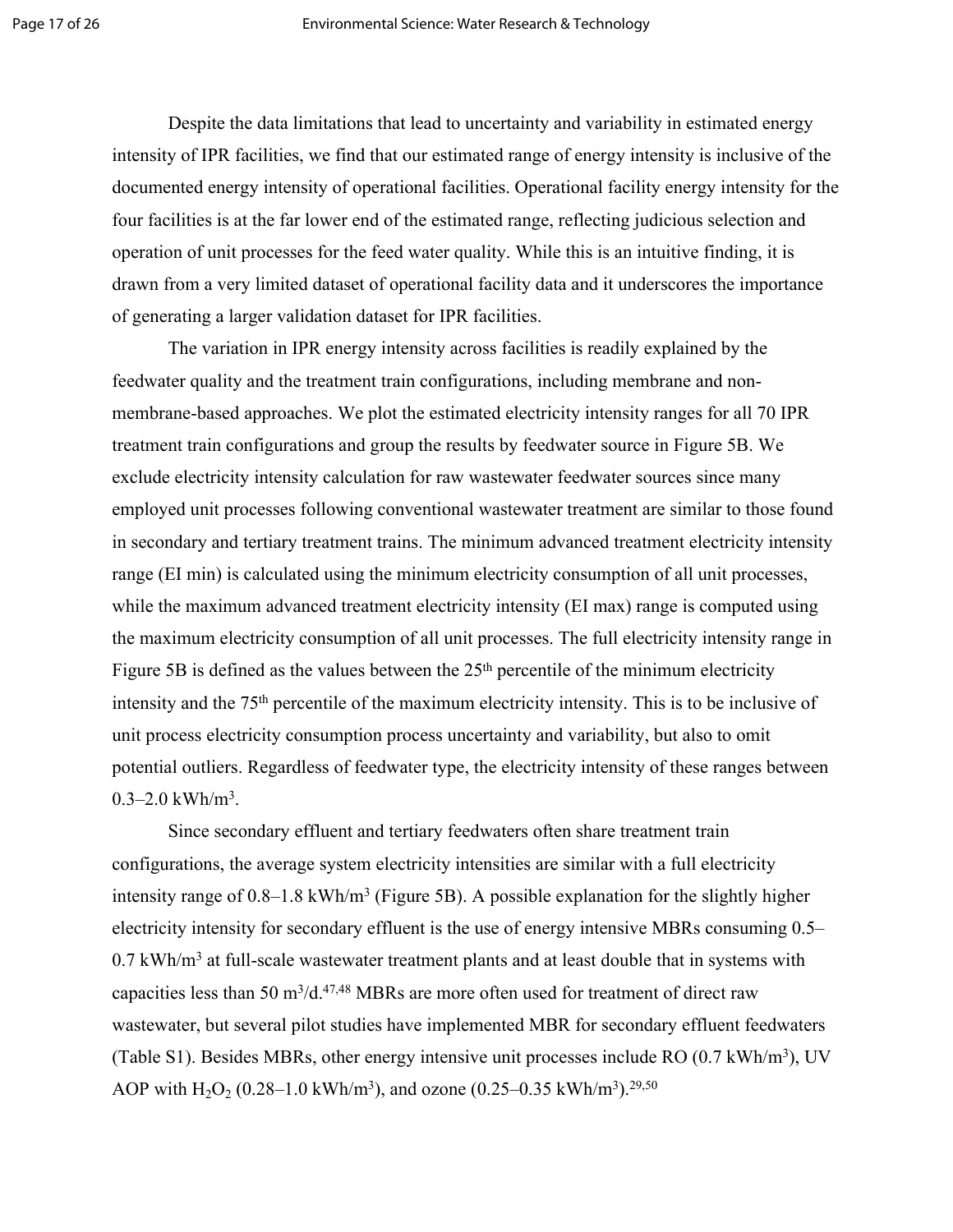Despite the data limitations that lead to uncertainty and variability in estimated energy intensity of IPR facilities, we find that our estimated range of energy intensity is inclusive of the documented energy intensity of operational facilities. Operational facility energy intensity for the four facilities is at the far lower end of the estimated range, reflecting judicious selection and operation of unit processes for the feed water quality. While this is an intuitive finding, it is drawn from a very limited dataset of operational facility data and it underscores the importance of generating a larger validation dataset for IPR facilities.

The variation in IPR energy intensity across facilities is readily explained by the feedwater quality and the treatment train configurations, including membrane and non-membrane-based approaches. We plot the estimated electricity intensity ranges for all 70 IPR treatment train configurations and group the results by feedwater source in Figure 5B. We exclude electricity intensity calculation for raw wastewater feedwater sources since many employed unit processes following conventional wastewater treatment are similar to those found in secondary and tertiary treatment trains. The minimum advanced treatment electricity intensity range (EI min) is calculated using the minimum electricity consumption of all unit processes, while the maximum advanced treatment electricity intensity (EI max) range is computed using the maximum electricity consumption of all unit processes. The full electricity intensity range in Figure 5B is defined as the values between the $25^{th}$ percentile of the minimum electricity intensity and the $75^{th}$ percentile of the maximum electricity intensity. This is to be inclusive of unit process electricity consumption process uncertainty and variability, but also to omit potential outliers. Regardless of feedwater type, the electricity intensity of these ranges between 0.3–2.0 kWh/$m^3$.

Since secondary effluent and tertiary feedwaters often share treatment train configurations, the average system electricity intensities are similar with a full electricity intensity range of 0.8–1.8 kWh/$m^3$ (Figure 5B). A possible explanation for the slightly higher electricity intensity for secondary effluent is the use of energy intensive MBRs consuming 0.5–0.7 kWh/$m^3$ at full-scale wastewater treatment plants and at least double that in systems with capacities less than 50 $m^3$/d.[47,48] MBRs are more often used for treatment of direct raw wastewater, but several pilot studies have implemented MBR for secondary effluent feedwaters (Table S1). Besides MBRs, other energy intensive unit processes include RO (0.7 kWh/$m^3$), UV AOP with $H_2O_2$ (0.28–1.0 kWh/$m^3$), and ozone (0.25–0.35 kWh/$m^3$).[29,50]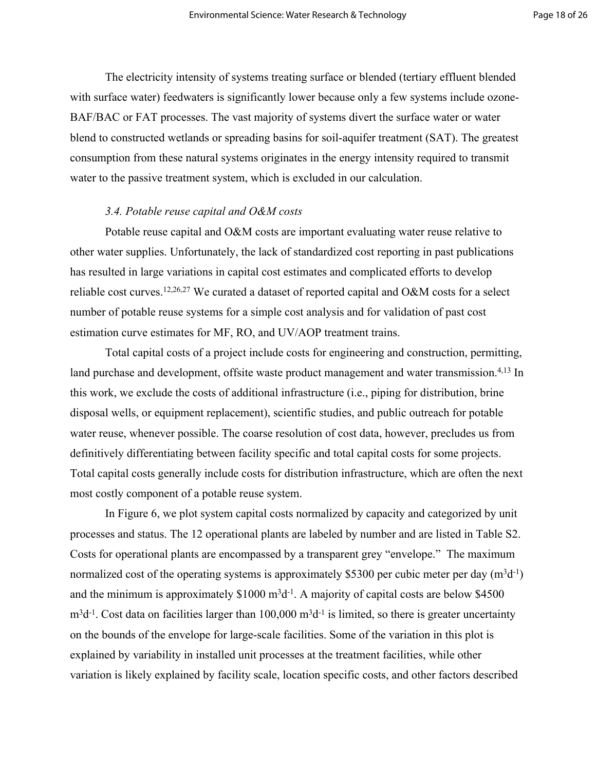The electricity intensity of systems treating surface or blended (tertiary effluent blended with surface water) feedwaters is significantly lower because only a few systems include ozone-BAF/BAC or FAT processes. The vast majority of systems divert the surface water or water blend to constructed wetlands or spreading basins for soil-aquifer treatment (SAT). The greatest consumption from these natural systems originates in the energy intensity required to transmit water to the passive treatment system, which is excluded in our calculation.

### *3.4. Potable reuse capital and O&M costs*

Potable reuse capital and O&M costs are important evaluating water reuse relative to other water supplies. Unfortunately, the lack of standardized cost reporting in past publications has resulted in large variations in capital cost estimates and complicated efforts to develop reliable cost curves.[12,26,27] We curated a dataset of reported capital and O&M costs for a select number of potable reuse systems for a simple cost analysis and for validation of past cost estimation curve estimates for MF, RO, and UV/AOP treatment trains.

Total capital costs of a project include costs for engineering and construction, permitting, land purchase and development, offsite waste product management and water transmission.[4,13] In this work, we exclude the costs of additional infrastructure (i.e., piping for distribution, brine disposal wells, or equipment replacement), scientific studies, and public outreach for potable water reuse, whenever possible. The coarse resolution of cost data, however, precludes us from definitively differentiating between facility specific and total capital costs for some projects. Total capital costs generally include costs for distribution infrastructure, which are often the next most costly component of a potable reuse system.

In Figure 6, we plot system capital costs normalized by capacity and categorized by unit processes and status. The 12 operational plants are labeled by number and are listed in Table S2. Costs for operational plants are encompassed by a transparent grey "envelope." The maximum normalized cost of the operating systems is approximately \$5300 per cubic meter per day ($m^3d^{-1}$) and the minimum is approximately \$1000 $m^3d^{-1}$. A majority of capital costs are below \$4500 $m^3d^{-1}$. Cost data on facilities larger than 100,000 $m^3d^{-1}$ is limited, so there is greater uncertainty on the bounds of the envelope for large-scale facilities. Some of the variation in this plot is explained by variability in installed unit processes at the treatment facilities, while other variation is likely explained by facility scale, location specific costs, and other factors described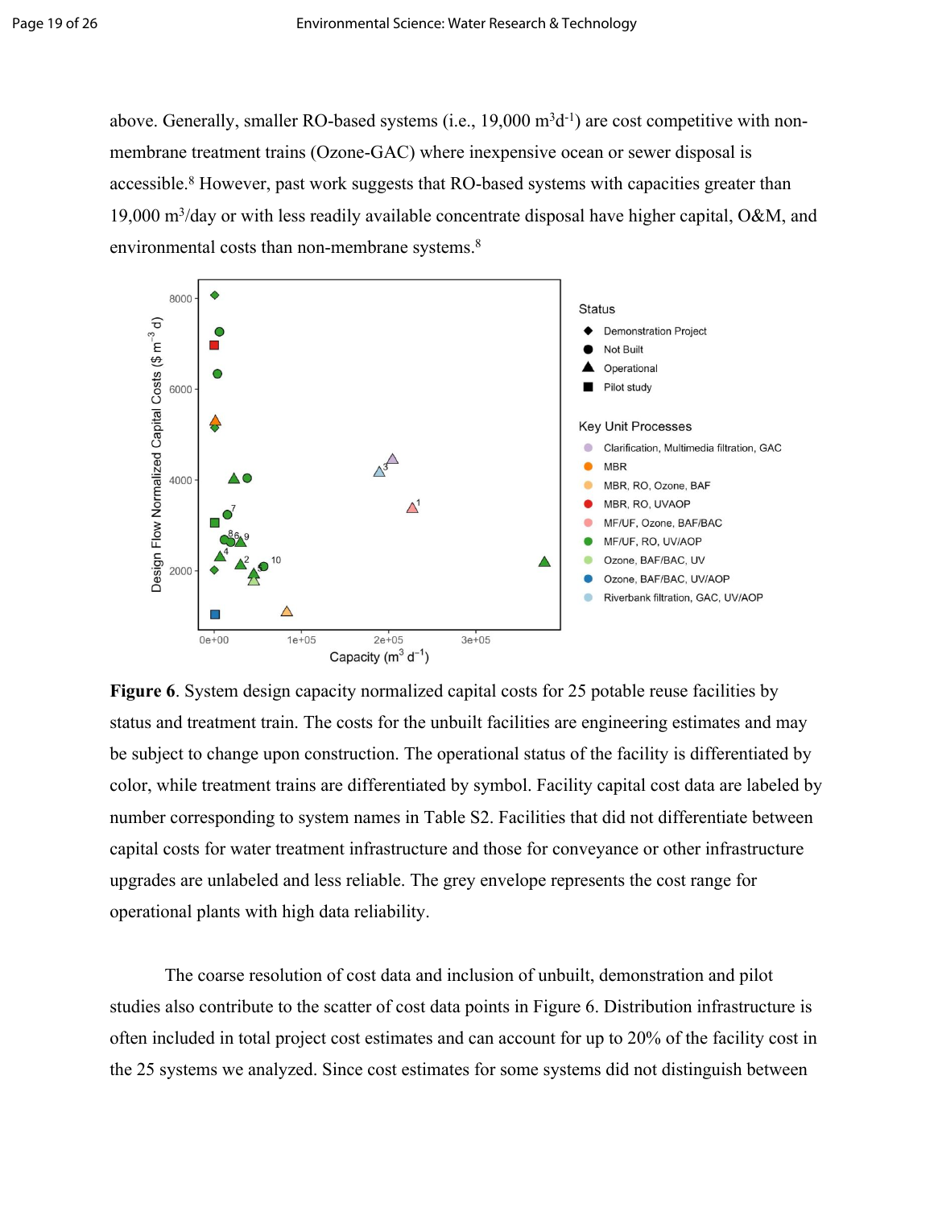above. Generally, smaller RO-based systems (i.e., 19,000 $m^3d^{-1}$) are cost competitive with non-membrane treatment trains (Ozone-GAC) where inexpensive ocean or sewer disposal is accessible.[8] However, past work suggests that RO-based systems with capacities greater than 19,000 $m^3$/day or with less readily available concentrate disposal have higher capital, O&M, and environmental costs than non-membrane systems.[8]

**Figure 6**. System design capacity normalized capital costs for 25 potable reuse facilities by status and treatment train. The costs for the unbuilt facilities are engineering estimates and may be subject to change upon construction. The operational status of the facility is differentiated by color, while treatment trains are differentiated by symbol. Facility capital cost data are labeled by number corresponding to system names in Table S2. Facilities that did not differentiate between capital costs for water treatment infrastructure and those for conveyance or other infrastructure upgrades are unlabeled and less reliable. The grey envelope represents the cost range for operational plants with high data reliability.

The coarse resolution of cost data and inclusion of unbuilt, demonstration and pilot studies also contribute to the scatter of cost data points in Figure 6. Distribution infrastructure is often included in total project cost estimates and can account for up to 20% of the facility cost in the 25 systems we analyzed. Since cost estimates for some systems did not distinguish between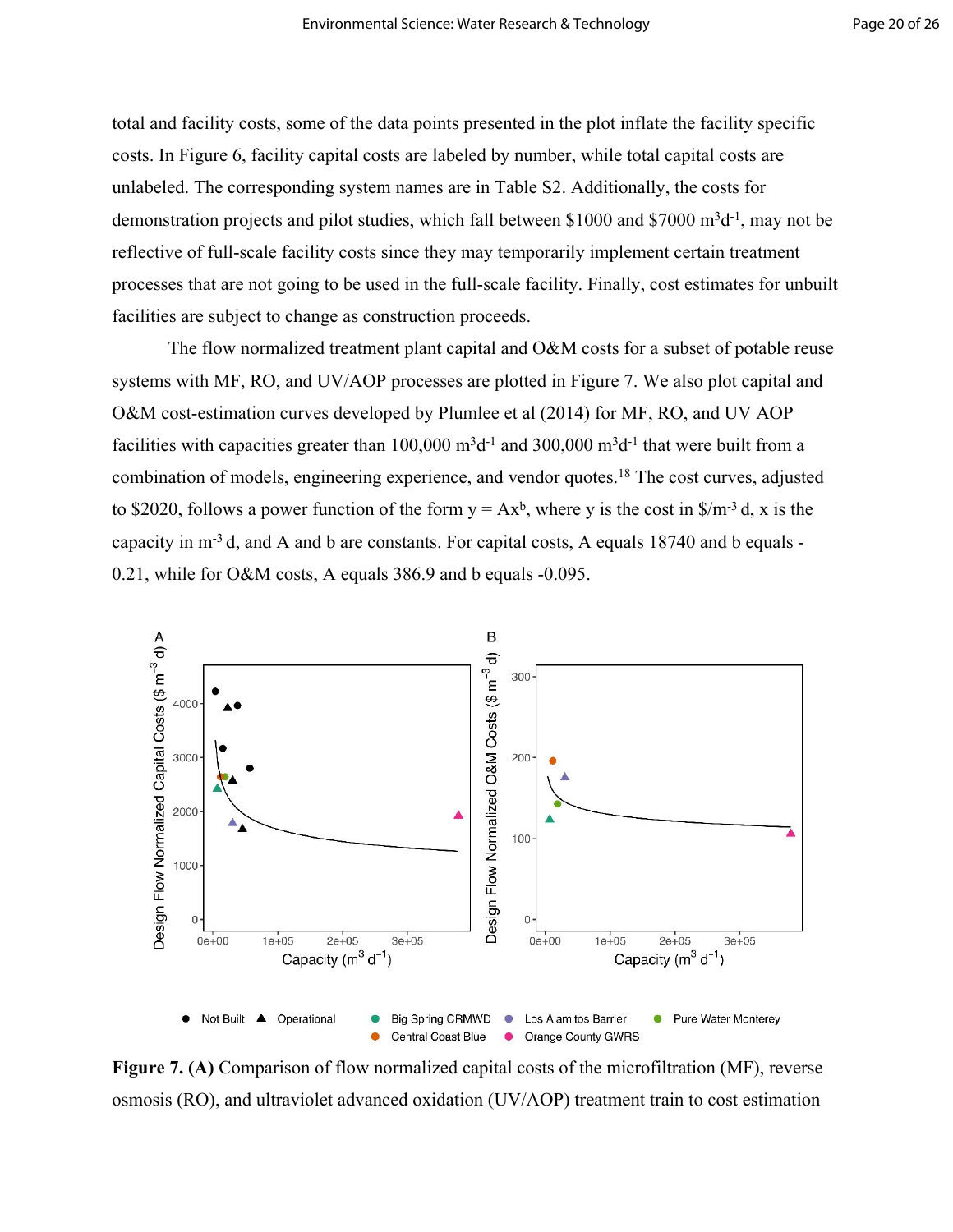total and facility costs, some of the data points presented in the plot inflate the facility specific costs. In Figure 6, facility capital costs are labeled by number, while total capital costs are unlabeled. The corresponding system names are in Table S2. Additionally, the costs for demonstration projects and pilot studies, which fall between \$1000 and \$7000 $m^3d^{-1}$, may not be reflective of full-scale facility costs since they may temporarily implement certain treatment processes that are not going to be used in the full-scale facility. Finally, cost estimates for unbuilt facilities are subject to change as construction proceeds.

The flow normalized treatment plant capital and O&M costs for a subset of potable reuse systems with MF, RO, and UV/AOP processes are plotted in Figure 7. We also plot capital and O&M cost-estimation curves developed by Plumlee et al (2014) for MF, RO, and UV AOP facilities with capacities greater than 100,000 $m^3d^{-1}$ and 300,000 $m^3d^{-1}$ that were built from a combination of models, engineering experience, and vendor quotes.[18] The cost curves, adjusted to \$2020, follows a power function of the form $y = Ax^b$, where y is the cost in \$/$m^{-3}$ d, x is the capacity in $m^{-3}$ d, and A and b are constants. For capital costs, A equals 18740 and b equals -0.21, while for O&M costs, A equals 386.9 and b equals -0.095.

**Figure 7. (A)** Comparison of flow normalized capital costs of the microfiltration (MF), reverse osmosis (RO), and ultraviolet advanced oxidation (UV/AOP) treatment train to cost estimation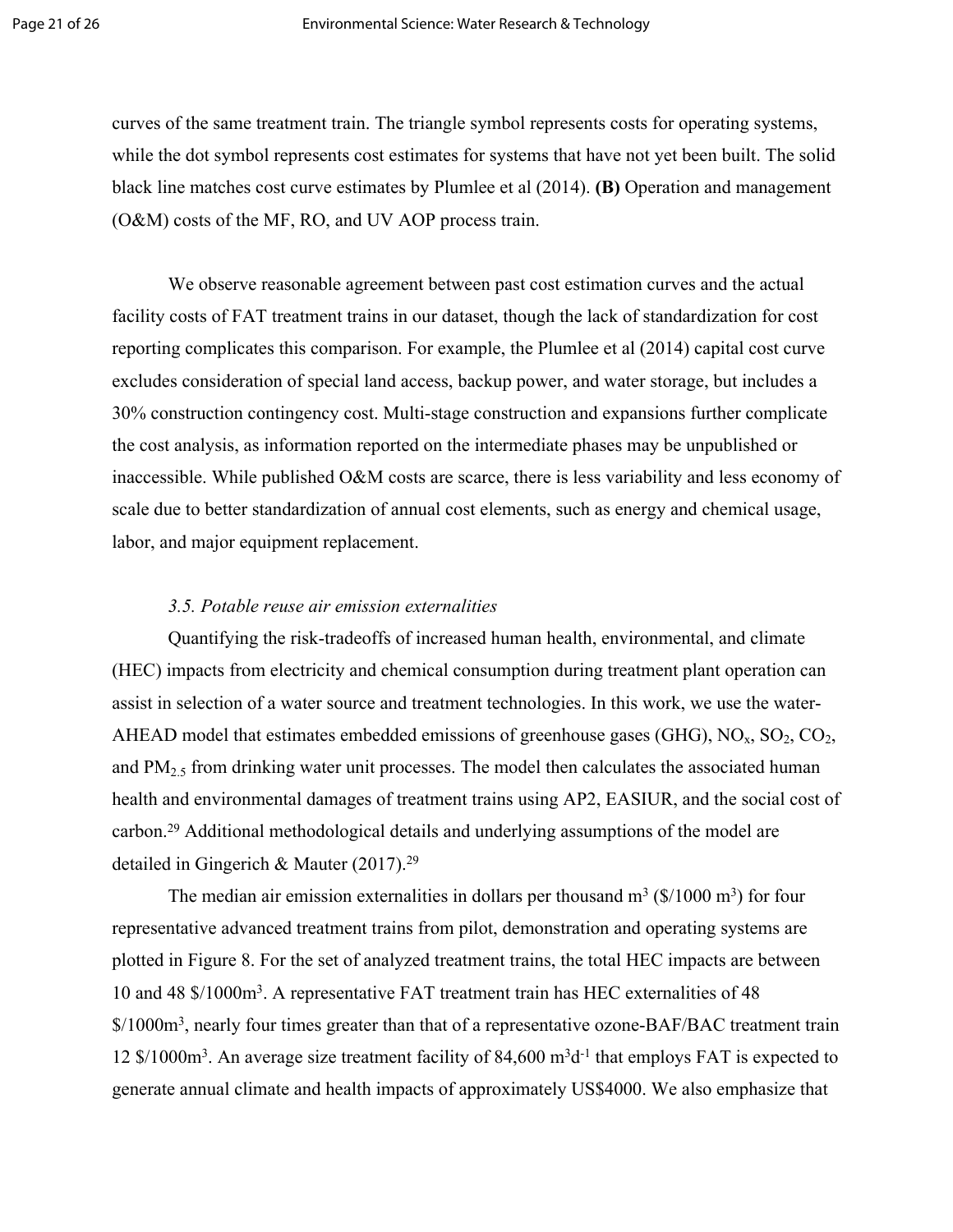curves of the same treatment train. The triangle symbol represents costs for operating systems, while the dot symbol represents cost estimates for systems that have not yet been built. The solid black line matches cost curve estimates by Plumlee et al (2014). **(B)** Operation and management (O&M) costs of the MF, RO, and UV AOP process train.

We observe reasonable agreement between past cost estimation curves and the actual facility costs of FAT treatment trains in our dataset, though the lack of standardization for cost reporting complicates this comparison. For example, the Plumlee et al (2014) capital cost curve excludes consideration of special land access, backup power, and water storage, but includes a 30% construction contingency cost. Multi-stage construction and expansions further complicate the cost analysis, as information reported on the intermediate phases may be unpublished or inaccessible. While published O&M costs are scarce, there is less variability and less economy of scale due to better standardization of annual cost elements, such as energy and chemical usage, labor, and major equipment replacement.

### *3.5. Potable reuse air emission externalities*

Quantifying the risk-tradeoffs of increased human health, environmental, and climate (HEC) impacts from electricity and chemical consumption during treatment plant operation can assist in selection of a water source and treatment technologies. In this work, we use the water-AHEAD model that estimates embedded emissions of greenhouse gases (GHG), $NO_x$, $SO_2$, $CO_2$, and $PM_{2.5}$ from drinking water unit processes. The model then calculates the associated human health and environmental damages of treatment trains using AP2, EASIUR, and the social cost of carbon.[29] Additional methodological details and underlying assumptions of the model are detailed in Gingerich & Mauter (2017).[29]

The median air emission externalities in dollars per thousand $m^3$ ($/1000 $m^3$) for four representative advanced treatment trains from pilot, demonstration and operating systems are plotted in Figure 8. For the set of analyzed treatment trains, the total HEC impacts are between 10 and 48 $/1000$m^3$. A representative FAT treatment train has HEC externalities of 48 $/1000$m^3$, nearly four times greater than that of a representative ozone-BAF/BAC treatment train 12 $/1000$m^3$. An average size treatment facility of 84,600 $m^3d^{-1}$ that employs FAT is expected to generate annual climate and health impacts of approximately US$4000. We also emphasize that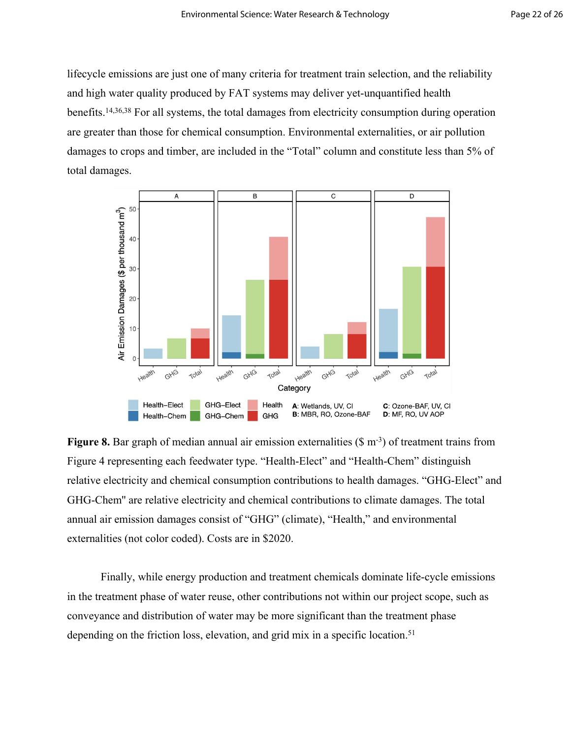lifecycle emissions are just one of many criteria for treatment train selection, and the reliability and high water quality produced by FAT systems may deliver yet-unquantified health benefits.[14,36,38] For all systems, the total damages from electricity consumption during operation are greater than those for chemical consumption. Environmental externalities, or air pollution damages to crops and timber, are included in the "Total" column and constitute less than 5% of total damages.

**Figure 8.** Bar graph of median annual air emission externalities ($ m$^{-3}$) of treatment trains from Figure 4 representing each feedwater type. "Health-Elect" and "Health-Chem" distinguish relative electricity and chemical consumption contributions to health damages. "GHG-Elect" and GHG-Chem" are relative electricity and chemical contributions to climate damages. The total annual air emission damages consist of "GHG" (climate), "Health," and environmental externalities (not color coded). Costs are in $2020.

Finally, while energy production and treatment chemicals dominate life-cycle emissions in the treatment phase of water reuse, other contributions not within our project scope, such as conveyance and distribution of water may be more significant than the treatment phase depending on the friction loss, elevation, and grid mix in a specific location.[51]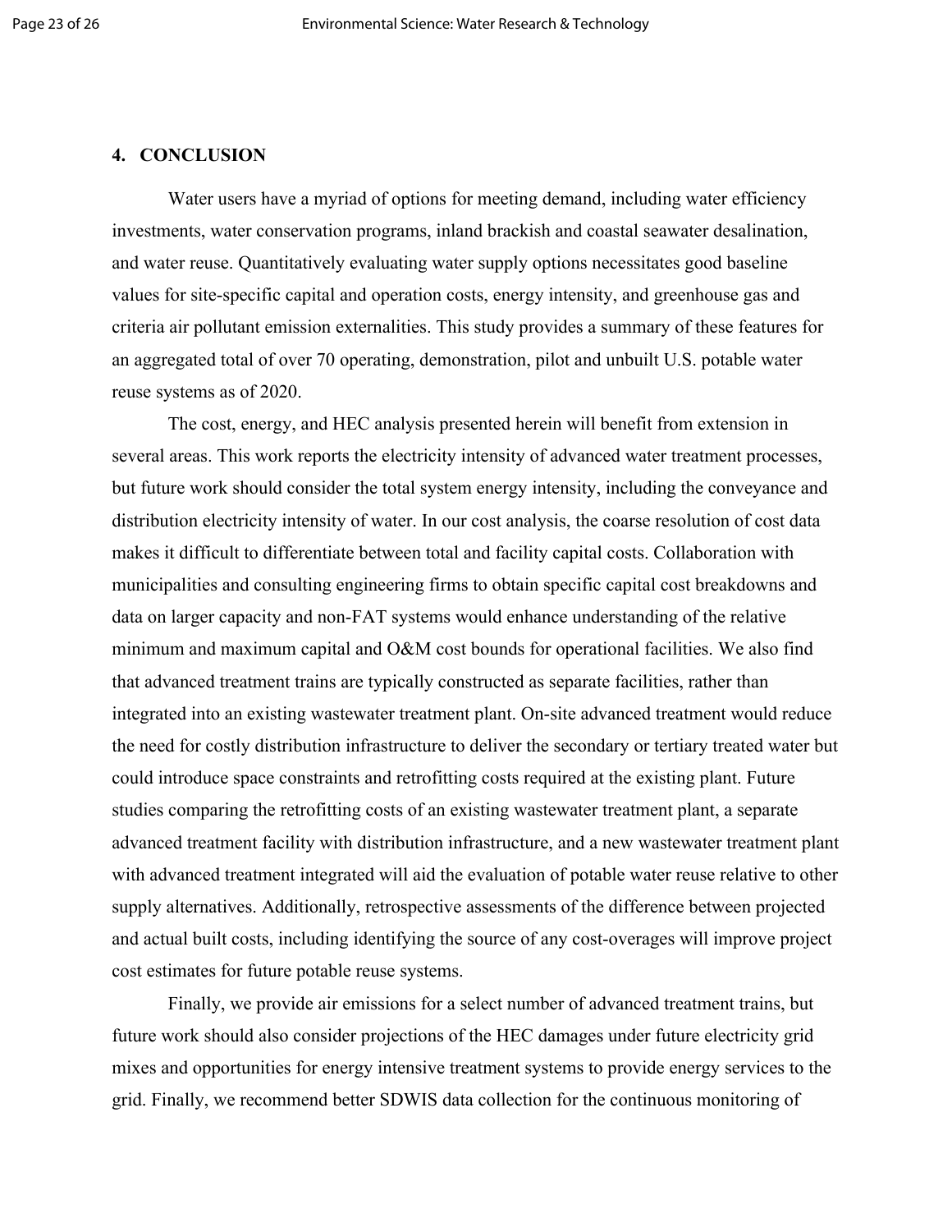## 4. CONCLUSION

Water users have a myriad of options for meeting demand, including water efficiency investments, water conservation programs, inland brackish and coastal seawater desalination, and water reuse. Quantitatively evaluating water supply options necessitates good baseline values for site-specific capital and operation costs, energy intensity, and greenhouse gas and criteria air pollutant emission externalities. This study provides a summary of these features for an aggregated total of over 70 operating, demonstration, pilot and unbuilt U.S. potable water reuse systems as of 2020.

The cost, energy, and HEC analysis presented herein will benefit from extension in several areas. This work reports the electricity intensity of advanced water treatment processes, but future work should consider the total system energy intensity, including the conveyance and distribution electricity intensity of water. In our cost analysis, the coarse resolution of cost data makes it difficult to differentiate between total and facility capital costs. Collaboration with municipalities and consulting engineering firms to obtain specific capital cost breakdowns and data on larger capacity and non-FAT systems would enhance understanding of the relative minimum and maximum capital and O&M cost bounds for operational facilities. We also find that advanced treatment trains are typically constructed as separate facilities, rather than integrated into an existing wastewater treatment plant. On-site advanced treatment would reduce the need for costly distribution infrastructure to deliver the secondary or tertiary treated water but could introduce space constraints and retrofitting costs required at the existing plant. Future studies comparing the retrofitting costs of an existing wastewater treatment plant, a separate advanced treatment facility with distribution infrastructure, and a new wastewater treatment plant with advanced treatment integrated will aid the evaluation of potable water reuse relative to other supply alternatives. Additionally, retrospective assessments of the difference between projected and actual built costs, including identifying the source of any cost-overages will improve project cost estimates for future potable reuse systems.

Finally, we provide air emissions for a select number of advanced treatment trains, but future work should also consider projections of the HEC damages under future electricity grid mixes and opportunities for energy intensive treatment systems to provide energy services to the grid. Finally, we recommend better SDWIS data collection for the continuous monitoring of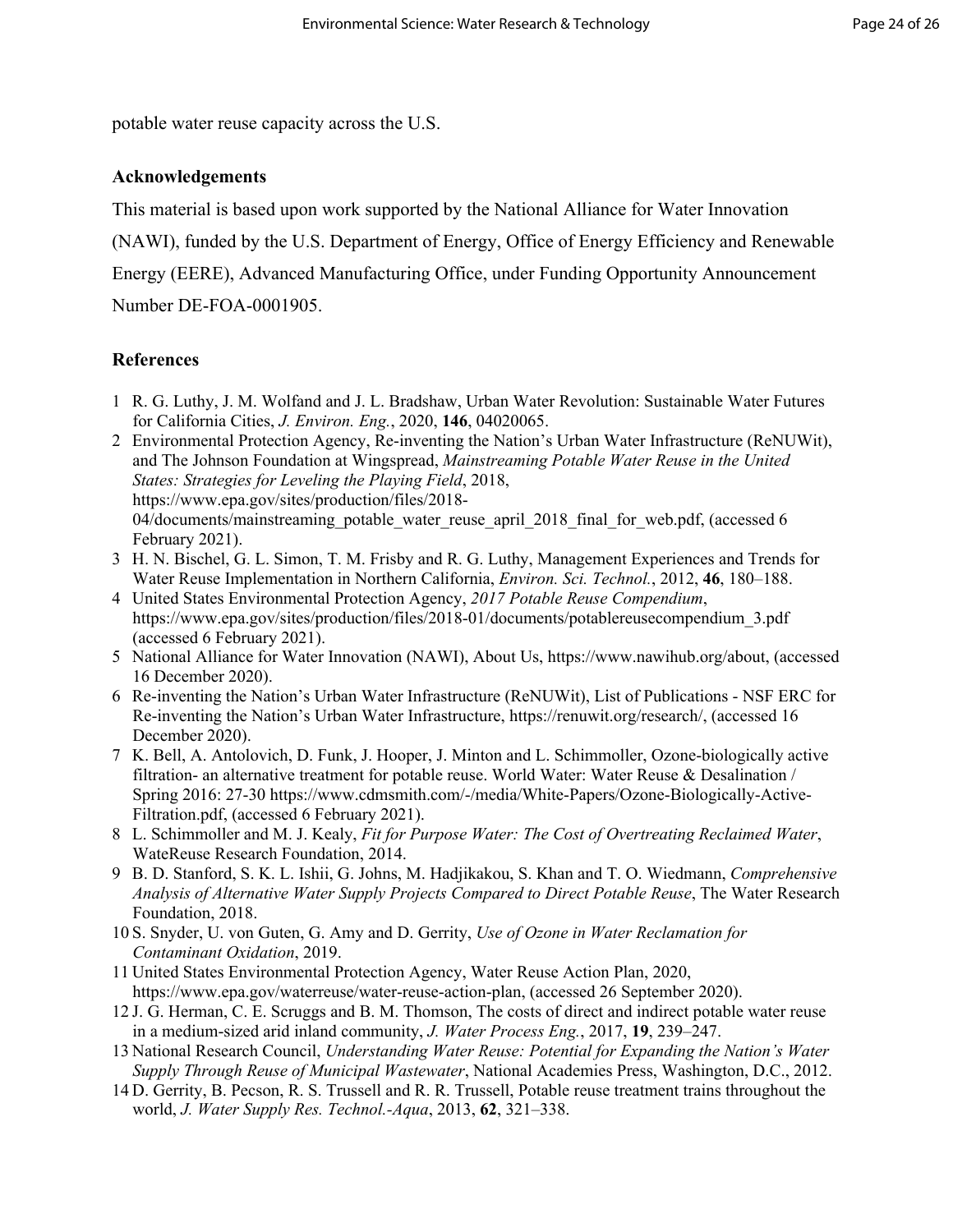potable water reuse capacity across the U.S.

## Acknowledgements

This material is based upon work supported by the National Alliance for Water Innovation (NAWI), funded by the U.S. Department of Energy, Office of Energy Efficiency and Renewable Energy (EERE), Advanced Manufacturing Office, under Funding Opportunity Announcement Number DE-FOA-0001905.

## References

1 R. G. Luthy, J. M. Wolfand and J. L. Bradshaw, Urban Water Revolution: Sustainable Water Futures for California Cities, *J. Environ. Eng.*, 2020, **146**, 04020065.

2 Environmental Protection Agency, Re-inventing the Nation's Urban Water Infrastructure (ReNUWit), and The Johnson Foundation at Wingspread, *Mainstreaming Potable Water Reuse in the United States: Strategies for Leveling the Playing Field*, 2018, https://www.epa.gov/sites/production/files/2018-04/documents/mainstreaming_potable_water_reuse_april_2018_final_for_web.pdf, (accessed 6 February 2021).

3 H. N. Bischel, G. L. Simon, T. M. Frisby and R. G. Luthy, Management Experiences and Trends for Water Reuse Implementation in Northern California, *Environ. Sci. Technol.*, 2012, **46**, 180–188.

4 United States Environmental Protection Agency, *2017 Potable Reuse Compendium*, https://www.epa.gov/sites/production/files/2018-01/documents/potablereusecompendium_3.pdf (accessed 6 February 2021).

5 National Alliance for Water Innovation (NAWI), About Us, https://www.nawihub.org/about, (accessed 16 December 2020).

6 Re-inventing the Nation's Urban Water Infrastructure (ReNUWit), List of Publications - NSF ERC for Re-inventing the Nation's Urban Water Infrastructure, https://renuwit.org/research/, (accessed 16 December 2020).

7 K. Bell, A. Antolovich, D. Funk, J. Hooper, J. Minton and L. Schimmoller, Ozone-biologically active filtration- an alternative treatment for potable reuse. World Water: Water Reuse & Desalination / Spring 2016: 27-30 https://www.cdmsmith.com/-/media/White-Papers/Ozone-Biologically-Active-Filtration.pdf, (accessed 6 February 2021).

8 L. Schimmoller and M. J. Kealy, *Fit for Purpose Water: The Cost of Overtreating Reclaimed Water*, WateReuse Research Foundation, 2014.

9 B. D. Stanford, S. K. L. Ishii, G. Johns, M. Hadjikakou, S. Khan and T. O. Wiedmann, *Comprehensive Analysis of Alternative Water Supply Projects Compared to Direct Potable Reuse*, The Water Research Foundation, 2018.

10 S. Snyder, U. von Guten, G. Amy and D. Gerrity, *Use of Ozone in Water Reclamation for Contaminant Oxidation*, 2019.

11 United States Environmental Protection Agency, Water Reuse Action Plan, 2020, https://www.epa.gov/waterreuse/water-reuse-action-plan, (accessed 26 September 2020).

12 J. G. Herman, C. E. Scruggs and B. M. Thomson, The costs of direct and indirect potable water reuse in a medium-sized arid inland community, *J. Water Process Eng.*, 2017, **19**, 239–247.

13 National Research Council, *Understanding Water Reuse: Potential for Expanding the Nation's Water Supply Through Reuse of Municipal Wastewater*, National Academies Press, Washington, D.C., 2012.

14 D. Gerrity, B. Pecson, R. S. Trussell and R. R. Trussell, Potable reuse treatment trains throughout the world, *J. Water Supply Res. Technol.-Aqua*, 2013, **62**, 321–338.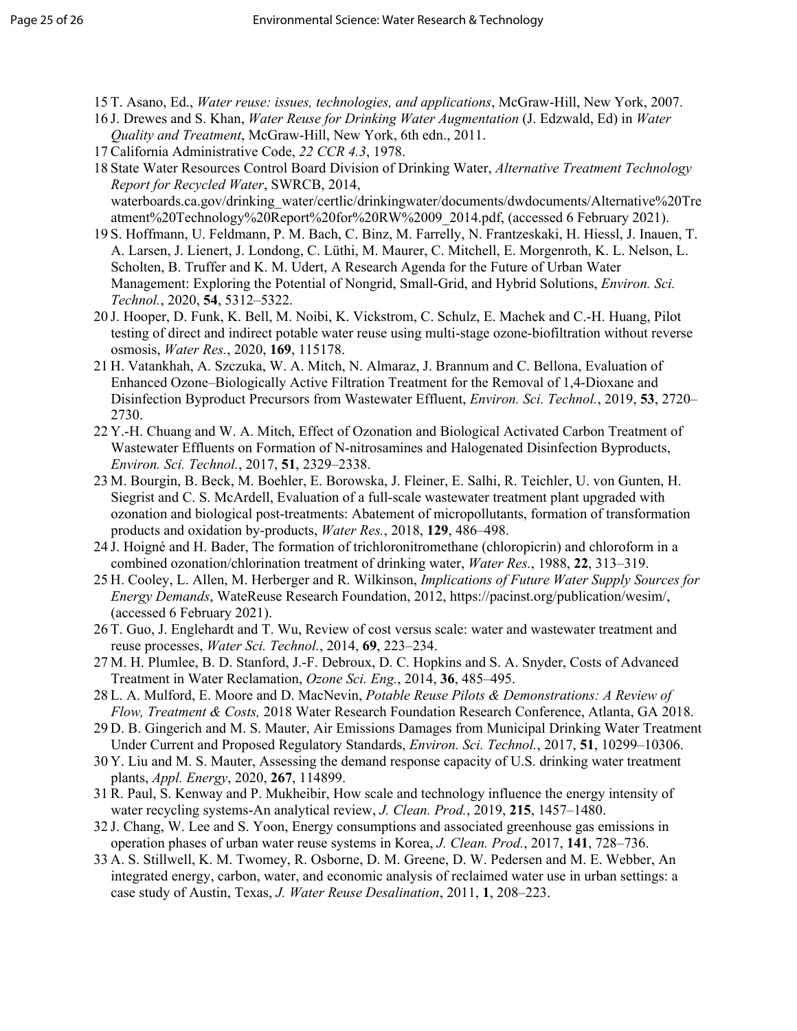15 T. Asano, Ed., *Water reuse: issues, technologies, and applications*, McGraw-Hill, New York, 2007.

16 J. Drewes and S. Khan, *Water Reuse for Drinking Water Augmentation* (J. Edzwald, Ed) in *Water Quality and Treatment*, McGraw-Hill, New York, 6th edn., 2011.

17 California Administrative Code, *22 CCR 4.3*, 1978.

18 State Water Resources Control Board Division of Drinking Water, *Alternative Treatment Technology Report for Recycled Water*, SWRCB, 2014, waterboards.ca.gov/drinking_water/certlic/drinkingwater/documents/dwdocuments/Alternative%20Treatment%20Technology%20Report%20for%20RW%2009_2014.pdf, (accessed 6 February 2021).

19 S. Hoffmann, U. Feldmann, P. M. Bach, C. Binz, M. Farrelly, N. Frantzeskaki, H. Hiessl, J. Inauen, T. A. Larsen, J. Lienert, J. Londong, C. Lüthi, M. Maurer, C. Mitchell, E. Morgenroth, K. L. Nelson, L. Scholten, B. Truffer and K. M. Udert, A Research Agenda for the Future of Urban Water Management: Exploring the Potential of Nongrid, Small-Grid, and Hybrid Solutions, *Environ. Sci. Technol.*, 2020, **54**, 5312–5322.

20 J. Hooper, D. Funk, K. Bell, M. Noibi, K. Vickstrom, C. Schulz, E. Machek and C.-H. Huang, Pilot testing of direct and indirect potable water reuse using multi-stage ozone-biofiltration without reverse osmosis, *Water Res.*, 2020, **169**, 115178.

21 H. Vatankhah, A. Szczuka, W. A. Mitch, N. Almaraz, J. Brannum and C. Bellona, Evaluation of Enhanced Ozone–Biologically Active Filtration Treatment for the Removal of 1,4-Dioxane and Disinfection Byproduct Precursors from Wastewater Effluent, *Environ. Sci. Technol.*, 2019, **53**, 2720–2730.

22 Y.-H. Chuang and W. A. Mitch, Effect of Ozonation and Biological Activated Carbon Treatment of Wastewater Effluents on Formation of N-nitrosamines and Halogenated Disinfection Byproducts, *Environ. Sci. Technol.*, 2017, **51**, 2329–2338.

23 M. Bourgin, B. Beck, M. Boehler, E. Borowska, J. Fleiner, E. Salhi, R. Teichler, U. von Gunten, H. Siegrist and C. S. McArdell, Evaluation of a full-scale wastewater treatment plant upgraded with ozonation and biological post-treatments: Abatement of micropollutants, formation of transformation products and oxidation by-products, *Water Res.*, 2018, **129**, 486–498.

24 J. Hoigné and H. Bader, The formation of trichloronitromethane (chloropicrin) and chloroform in a combined ozonation/chlorination treatment of drinking water, *Water Res.*, 1988, **22**, 313–319.

25 H. Cooley, L. Allen, M. Herberger and R. Wilkinson, *Implications of Future Water Supply Sources for Energy Demands*, WateReuse Research Foundation, 2012, https://pacinst.org/publication/wesim/, (accessed 6 February 2021).

26 T. Guo, J. Englehardt and T. Wu, Review of cost versus scale: water and wastewater treatment and reuse processes, *Water Sci. Technol.*, 2014, **69**, 223–234.

27 M. H. Plumlee, B. D. Stanford, J.-F. Debroux, D. C. Hopkins and S. A. Snyder, Costs of Advanced Treatment in Water Reclamation, *Ozone Sci. Eng.*, 2014, **36**, 485–495.

28 L. A. Mulford, E. Moore and D. MacNevin, *Potable Reuse Pilots & Demonstrations: A Review of Flow, Treatment & Costs,* 2018 Water Research Foundation Research Conference, Atlanta, GA 2018.

29 D. B. Gingerich and M. S. Mauter, Air Emissions Damages from Municipal Drinking Water Treatment Under Current and Proposed Regulatory Standards, *Environ. Sci. Technol.*, 2017, **51**, 10299–10306.

30 Y. Liu and M. S. Mauter, Assessing the demand response capacity of U.S. drinking water treatment plants, *Appl. Energy*, 2020, **267**, 114899.

31 R. Paul, S. Kenway and P. Mukheibir, How scale and technology influence the energy intensity of water recycling systems-An analytical review, *J. Clean. Prod.*, 2019, **215**, 1457–1480.

32 J. Chang, W. Lee and S. Yoon, Energy consumptions and associated greenhouse gas emissions in operation phases of urban water reuse systems in Korea, *J. Clean. Prod.*, 2017, **141**, 728–736.

33 A. S. Stillwell, K. M. Twomey, R. Osborne, D. M. Greene, D. W. Pedersen and M. E. Webber, An integrated energy, carbon, water, and economic analysis of reclaimed water use in urban settings: a case study of Austin, Texas, *J. Water Reuse Desalination*, 2011, **1**, 208–223.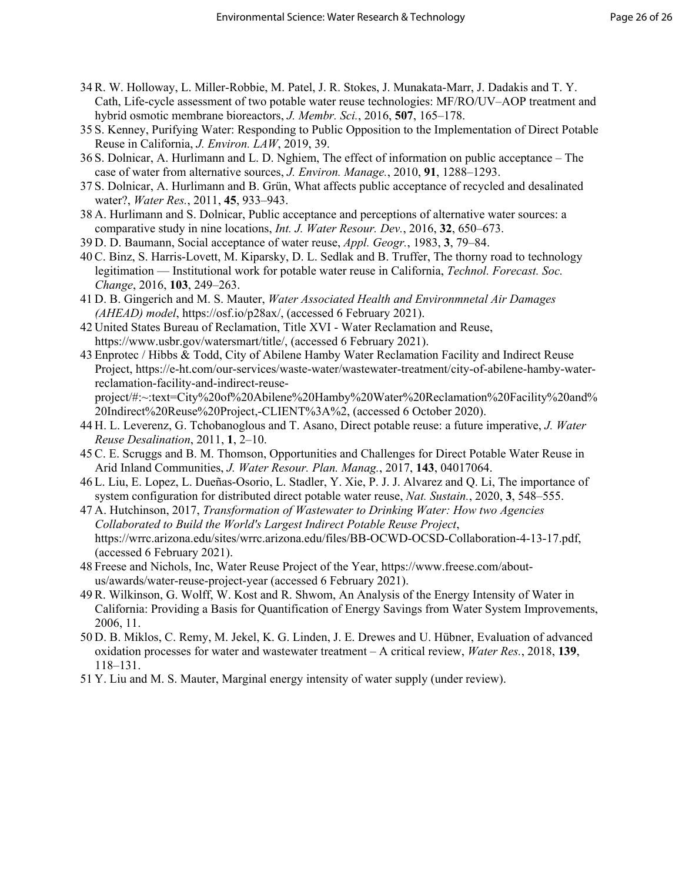34 R. W. Holloway, L. Miller-Robbie, M. Patel, J. R. Stokes, J. Munakata-Marr, J. Dadakis and T. Y. Cath, Life-cycle assessment of two potable water reuse technologies: MF/RO/UV–AOP treatment and hybrid osmotic membrane bioreactors, *J. Membr. Sci.*, 2016, **507**, 165–178.

35 S. Kenney, Purifying Water: Responding to Public Opposition to the Implementation of Direct Potable Reuse in California, *J. Environ. LAW*, 2019, 39.

36 S. Dolnicar, A. Hurlimann and L. D. Nghiem, The effect of information on public acceptance – The case of water from alternative sources, *J. Environ. Manage.*, 2010, **91**, 1288–1293.

37 S. Dolnicar, A. Hurlimann and B. Grün, What affects public acceptance of recycled and desalinated water?, *Water Res.*, 2011, **45**, 933–943.

38 A. Hurlimann and S. Dolnicar, Public acceptance and perceptions of alternative water sources: a comparative study in nine locations, *Int. J. Water Resour. Dev.*, 2016, **32**, 650–673.

39 D. D. Baumann, Social acceptance of water reuse, *Appl. Geogr.*, 1983, **3**, 79–84.

40 C. Binz, S. Harris-Lovett, M. Kiparsky, D. L. Sedlak and B. Truffer, The thorny road to technology legitimation — Institutional work for potable water reuse in California, *Technol. Forecast. Soc. Change*, 2016, **103**, 249–263.

41 D. B. Gingerich and M. S. Mauter, *Water Associated Health and Environmnetal Air Damages (AHEAD) model*, https://osf.io/p28ax/, (accessed 6 February 2021).

42 United States Bureau of Reclamation, Title XVI - Water Reclamation and Reuse, https://www.usbr.gov/watersmart/title/, (accessed 6 February 2021).

43 Enprotec / Hibbs & Todd, City of Abilene Hamby Water Reclamation Facility and Indirect Reuse Project, https://e-ht.com/our-services/waste-water/wastewater-treatment/city-of-abilene-hamby-water-reclamation-facility-and-indirect-reuse-project/#:~:text=City%20of%20Abilene%20Hamby%20Water%20Reclamation%20Facility%20and%20Indirect%20Reuse%20Project,-CLIENT%3A%2, (accessed 6 October 2020).

44 H. L. Leverenz, G. Tchobanoglous and T. Asano, Direct potable reuse: a future imperative, *J. Water Reuse Desalination*, 2011, **1**, 2–10.

45 C. E. Scruggs and B. M. Thomson, Opportunities and Challenges for Direct Potable Water Reuse in Arid Inland Communities, *J. Water Resour. Plan. Manag.*, 2017, **143**, 04017064.

46 L. Liu, E. Lopez, L. Dueñas-Osorio, L. Stadler, Y. Xie, P. J. J. Alvarez and Q. Li, The importance of system configuration for distributed direct potable water reuse, *Nat. Sustain.*, 2020, **3**, 548–555.

47 A. Hutchinson, 2017, *Transformation of Wastewater to Drinking Water: How two Agencies Collaborated to Build the World's Largest Indirect Potable Reuse Project*, https://wrrc.arizona.edu/sites/wrrc.arizona.edu/files/BB-OCWD-OCSD-Collaboration-4-13-17.pdf, (accessed 6 February 2021).

48 Freese and Nichols, Inc, Water Reuse Project of the Year, https://www.freese.com/about-us/awards/water-reuse-project-year (accessed 6 February 2021).

49 R. Wilkinson, G. Wolff, W. Kost and R. Shwom, An Analysis of the Energy Intensity of Water in California: Providing a Basis for Quantification of Energy Savings from Water System Improvements, 2006, 11.

50 D. B. Miklos, C. Remy, M. Jekel, K. G. Linden, J. E. Drewes and U. Hübner, Evaluation of advanced oxidation processes for water and wastewater treatment – A critical review, *Water Res.*, 2018, **139**, 118–131.

51 Y. Liu and M. S. Mauter, Marginal energy intensity of water supply (under review).